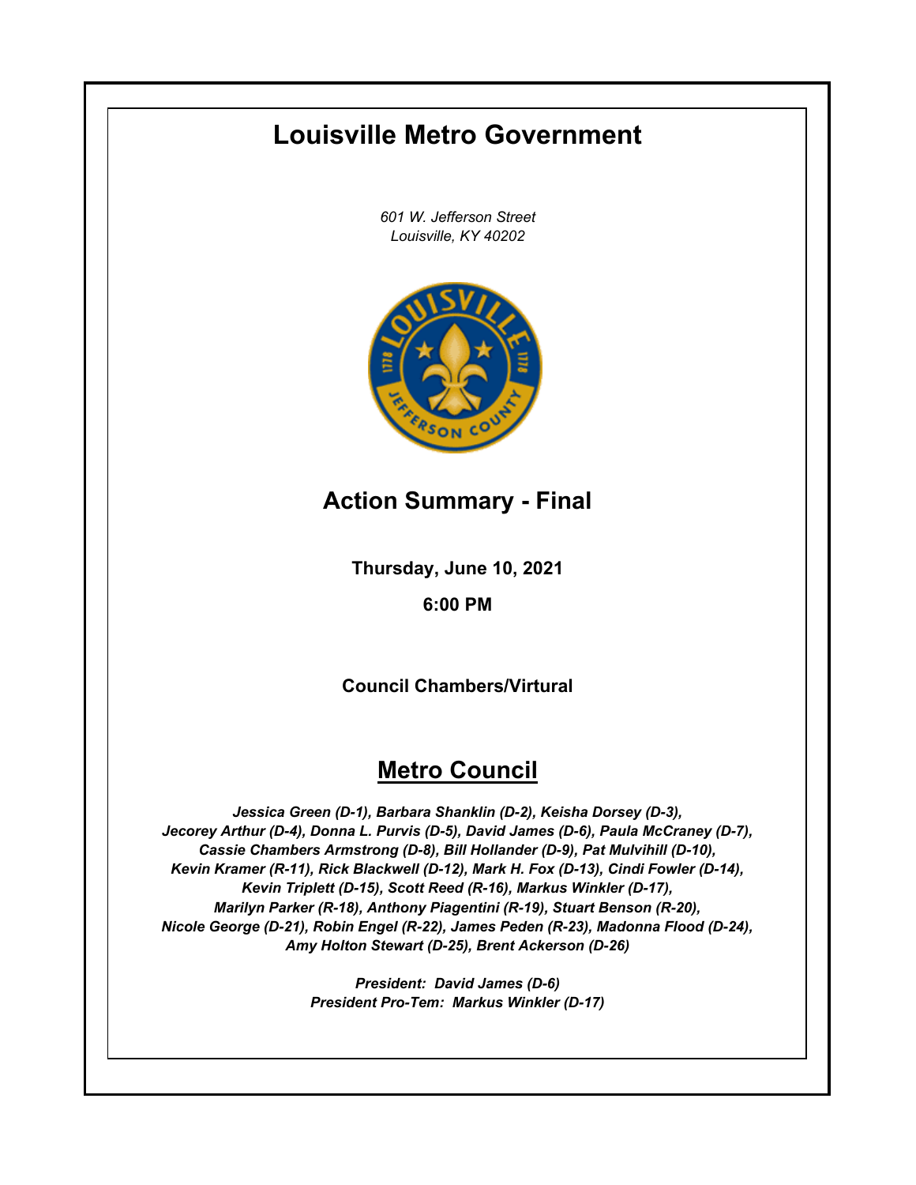# Louisville Metro Government

*601 W. Jefferson Street*
*Louisville, KY 40202*

## Action Summary - Final

**Thursday, June 10, 2021**

**6:00 PM**

**Council Chambers/Virtural**

## Metro Council

***Jessica Green (D-1), Barbara Shanklin (D-2), Keisha Dorsey (D-3), Jecorey Arthur (D-4), Donna L. Purvis (D-5), David James (D-6), Paula McCraney (D-7), Cassie Chambers Armstrong (D-8), Bill Hollander (D-9), Pat Mulvihill (D-10), Kevin Kramer (R-11), Rick Blackwell (D-12), Mark H. Fox (D-13), Cindi Fowler (D-14), Kevin Triplett (D-15), Scott Reed (R-16), Markus Winkler (D-17), Marilyn Parker (R-18), Anthony Piagentini (R-19), Stuart Benson (R-20), Nicole George (D-21), Robin Engel (R-22), James Peden (R-23), Madonna Flood (D-24), Amy Holton Stewart (D-25), Brent Ackerson (D-26)***

***President: David James (D-6)***
***President Pro-Tem: Markus Winkler (D-17)***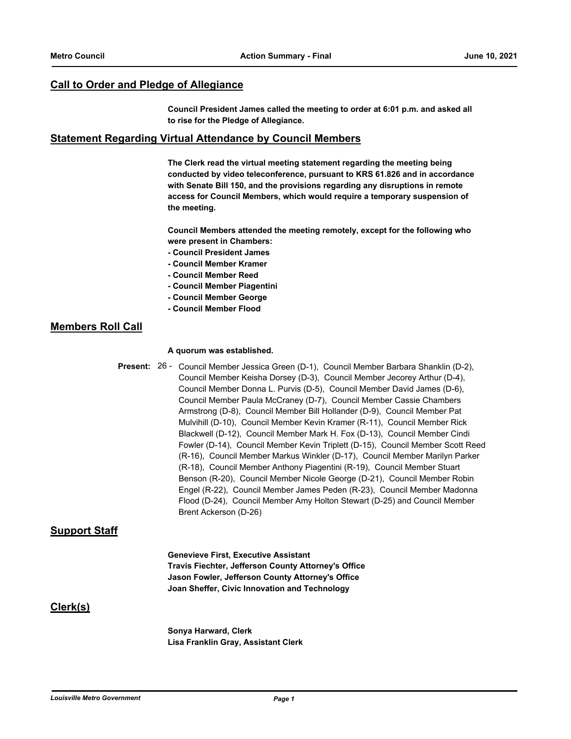## Call to Order and Pledge of Allegiance

**Council President James called the meeting to order at 6:01 p.m. and asked all to rise for the Pledge of Allegiance.**

## Statement Regarding Virtual Attendance by Council Members

**The Clerk read the virtual meeting statement regarding the meeting being conducted by video teleconference, pursuant to KRS 61.826 and in accordance with Senate Bill 150, and the provisions regarding any disruptions in remote access for Council Members, which would require a temporary suspension of the meeting.**

**Council Members attended the meeting remotely, except for the following who were present in Chambers:**

- **Council President James**
- **Council Member Kramer**
- **Council Member Reed**
- **Council Member Piagentini**
- **Council Member George**
- **Council Member Flood**

## Members Roll Call

**A quorum was established.**

**Present:** 26 - Council Member Jessica Green (D-1), Council Member Barbara Shanklin (D-2), Council Member Keisha Dorsey (D-3), Council Member Jecorey Arthur (D-4), Council Member Donna L. Purvis (D-5), Council Member David James (D-6), Council Member Paula McCraney (D-7), Council Member Cassie Chambers Armstrong (D-8), Council Member Bill Hollander (D-9), Council Member Pat Mulvihill (D-10), Council Member Kevin Kramer (R-11), Council Member Rick Blackwell (D-12), Council Member Mark H. Fox (D-13), Council Member Cindi Fowler (D-14), Council Member Kevin Triplett (D-15), Council Member Scott Reed (R-16), Council Member Markus Winkler (D-17), Council Member Marilyn Parker (R-18), Council Member Anthony Piagentini (R-19), Council Member Stuart Benson (R-20), Council Member Nicole George (D-21), Council Member Robin Engel (R-22), Council Member James Peden (R-23), Council Member Madonna Flood (D-24), Council Member Amy Holton Stewart (D-25) and Council Member Brent Ackerson (D-26)

## Support Staff

**Genevieve First, Executive Assistant**
**Travis Fiechter, Jefferson County Attorney's Office**
**Jason Fowler, Jefferson County Attorney's Office**
**Joan Sheffer, Civic Innovation and Technology**

## Clerk(s)

**Sonya Harward, Clerk**
**Lisa Franklin Gray, Assistant Clerk**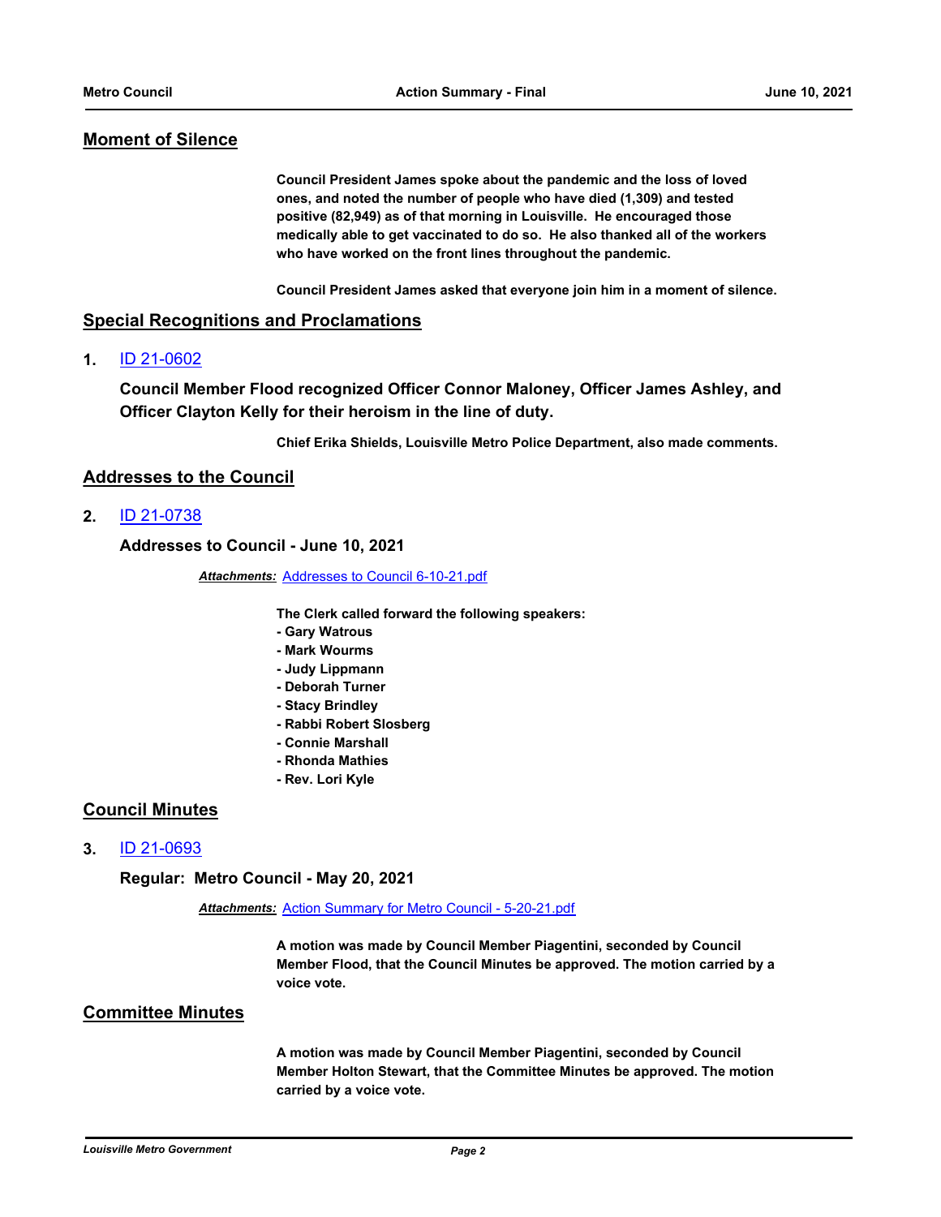## Moment of Silence

**Council President James spoke about the pandemic and the loss of loved ones, and noted the number of people who have died (1,309) and tested positive (82,949) as of that morning in Louisville. He encouraged those medically able to get vaccinated to do so. He also thanked all of the workers who have worked on the front lines throughout the pandemic.**

**Council President James asked that everyone join him in a moment of silence.**

## Special Recognitions and Proclamations

**1.** ID 21-0602

**Council Member Flood recognized Officer Connor Maloney, Officer James Ashley, and Officer Clayton Kelly for their heroism in the line of duty.**

**Chief Erika Shields, Louisville Metro Police Department, also made comments.**

## Addresses to the Council

**2.** ID 21-0738

**Addresses to Council - June 10, 2021**

***Attachments:*** Addresses to Council 6-10-21.pdf

**The Clerk called forward the following speakers:**
- **Gary Watrous**
- **Mark Wourms**
- **Judy Lippmann**
- **Deborah Turner**
- **Stacy Brindley**
- **Rabbi Robert Slosberg**
- **Connie Marshall**
- **Rhonda Mathies**
- **Rev. Lori Kyle**

## Council Minutes

**3.** ID 21-0693

**Regular: Metro Council - May 20, 2021**

***Attachments:*** Action Summary for Metro Council - 5-20-21.pdf

**A motion was made by Council Member Piagentini, seconded by Council Member Flood, that the Council Minutes be approved. The motion carried by a voice vote.**

## Committee Minutes

**A motion was made by Council Member Piagentini, seconded by Council Member Holton Stewart, that the Committee Minutes be approved. The motion carried by a voice vote.**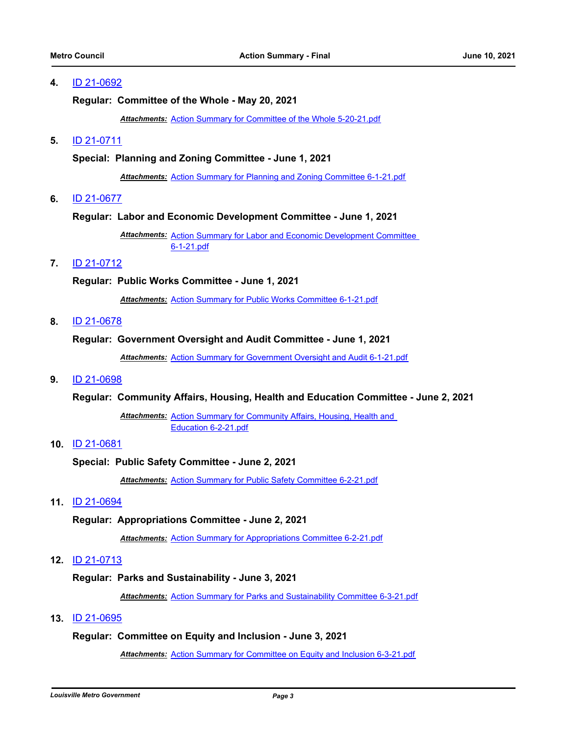4. ID 21-0692

**Regular: Committee of the Whole - May 20, 2021**

***Attachments:*** Action Summary for Committee of the Whole 5-20-21.pdf

5. ID 21-0711

**Special: Planning and Zoning Committee - June 1, 2021**

***Attachments:*** Action Summary for Planning and Zoning Committee 6-1-21.pdf

6. ID 21-0677

**Regular: Labor and Economic Development Committee - June 1, 2021**

***Attachments:*** Action Summary for Labor and Economic Development Committee 6-1-21.pdf

7. ID 21-0712

**Regular: Public Works Committee - June 1, 2021**

***Attachments:*** Action Summary for Public Works Committee 6-1-21.pdf

8. ID 21-0678

**Regular: Government Oversight and Audit Committee - June 1, 2021**

***Attachments:*** Action Summary for Government Oversight and Audit 6-1-21.pdf

9. ID 21-0698

**Regular: Community Affairs, Housing, Health and Education Committee - June 2, 2021**

***Attachments:*** Action Summary for Community Affairs, Housing, Health and Education 6-2-21.pdf

10. ID 21-0681

**Special: Public Safety Committee - June 2, 2021**

***Attachments:*** Action Summary for Public Safety Committee 6-2-21.pdf

11. ID 21-0694

**Regular: Appropriations Committee - June 2, 2021**

***Attachments:*** Action Summary for Appropriations Committee 6-2-21.pdf

12. ID 21-0713

**Regular: Parks and Sustainability - June 3, 2021**

***Attachments:*** Action Summary for Parks and Sustainability Committee 6-3-21.pdf

13. ID 21-0695

**Regular: Committee on Equity and Inclusion - June 3, 2021**

***Attachments:*** Action Summary for Committee on Equity and Inclusion 6-3-21.pdf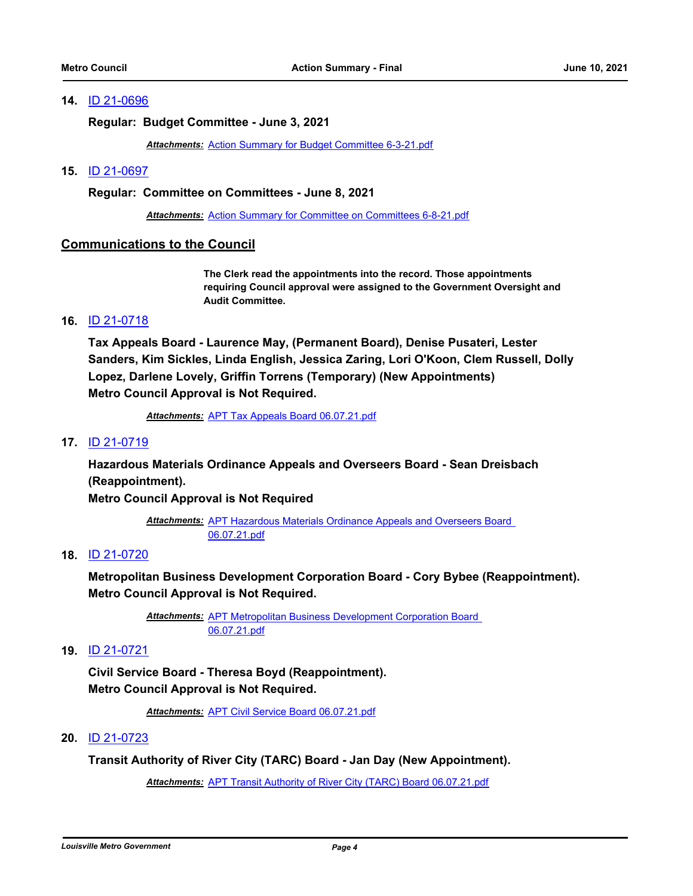**14.** ID 21-0696

**Regular: Budget Committee - June 3, 2021**

***Attachments:*** Action Summary for Budget Committee 6-3-21.pdf

**15.** ID 21-0697

**Regular: Committee on Committees - June 8, 2021**

***Attachments:*** Action Summary for Committee on Committees 6-8-21.pdf

## Communications to the Council

**The Clerk read the appointments into the record. Those appointments requiring Council approval were assigned to the Government Oversight and Audit Committee.**

**16.** ID 21-0718

**Tax Appeals Board - Laurence May, (Permanent Board), Denise Pusateri, Lester Sanders, Kim Sickles, Linda English, Jessica Zaring, Lori O'Koon, Clem Russell, Dolly Lopez, Darlene Lovely, Griffin Torrens (Temporary) (New Appointments)**
**Metro Council Approval is Not Required.**

***Attachments:*** APT Tax Appeals Board 06.07.21.pdf

**17.** ID 21-0719

**Hazardous Materials Ordinance Appeals and Overseers Board - Sean Dreisbach (Reappointment).**
**Metro Council Approval is Not Required**

***Attachments:*** APT Hazardous Materials Ordinance Appeals and Overseers Board 06.07.21.pdf

**18.** ID 21-0720

**Metropolitan Business Development Corporation Board - Cory Bybee (Reappointment).**
**Metro Council Approval is Not Required.**

***Attachments:*** APT Metropolitan Business Development Corporation Board 06.07.21.pdf

**19.** ID 21-0721

**Civil Service Board - Theresa Boyd (Reappointment).**
**Metro Council Approval is Not Required.**

***Attachments:*** APT Civil Service Board 06.07.21.pdf

**20.** ID 21-0723

**Transit Authority of River City (TARC) Board - Jan Day (New Appointment).**

***Attachments:*** APT Transit Authority of River City (TARC) Board 06.07.21.pdf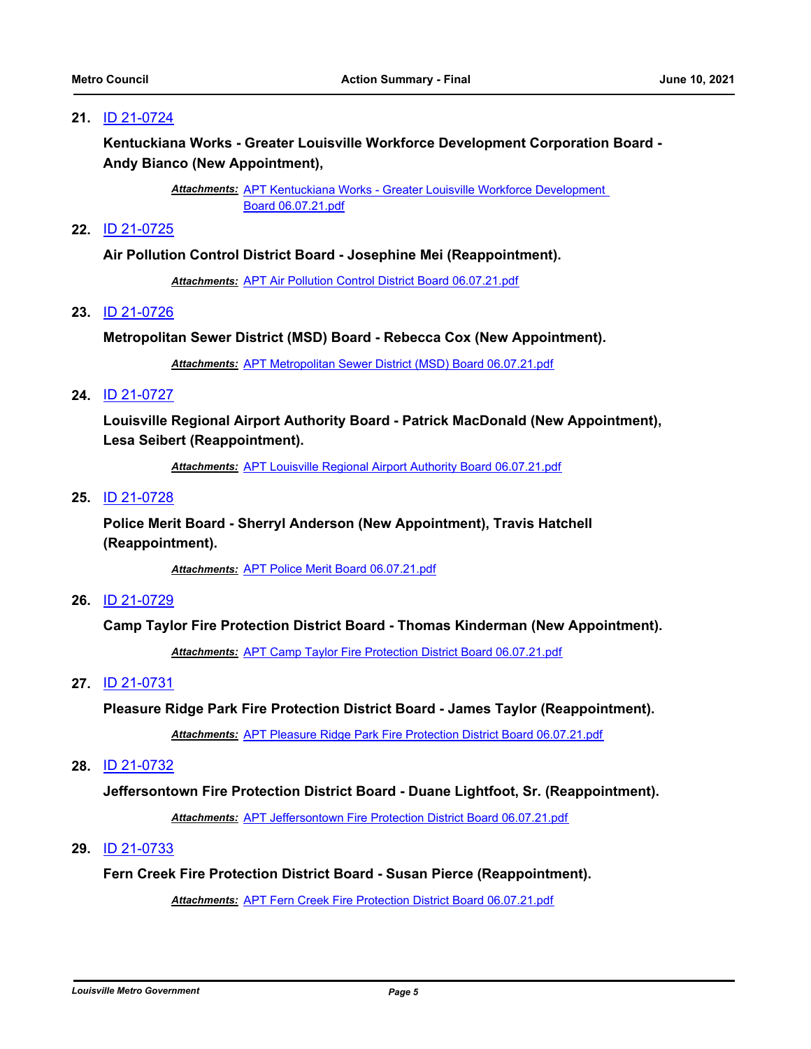21. ID 21-0724

**Kentuckiana Works - Greater Louisville Workforce Development Corporation Board - Andy Bianco (New Appointment),**

***Attachments:*** APT Kentuckiana Works - Greater Louisville Workforce Development Board 06.07.21.pdf

22. ID 21-0725

**Air Pollution Control District Board - Josephine Mei (Reappointment).**

***Attachments:*** APT Air Pollution Control District Board 06.07.21.pdf

23. ID 21-0726

**Metropolitan Sewer District (MSD) Board - Rebecca Cox (New Appointment).**

***Attachments:*** APT Metropolitan Sewer District (MSD) Board 06.07.21.pdf

24. ID 21-0727

**Louisville Regional Airport Authority Board - Patrick MacDonald (New Appointment), Lesa Seibert (Reappointment).**

***Attachments:*** APT Louisville Regional Airport Authority Board 06.07.21.pdf

25. ID 21-0728

**Police Merit Board - Sherryl Anderson (New Appointment), Travis Hatchell (Reappointment).**

***Attachments:*** APT Police Merit Board 06.07.21.pdf

26. ID 21-0729

**Camp Taylor Fire Protection District Board - Thomas Kinderman (New Appointment).**

***Attachments:*** APT Camp Taylor Fire Protection District Board 06.07.21.pdf

27. ID 21-0731

**Pleasure Ridge Park Fire Protection District Board - James Taylor (Reappointment).**

***Attachments:*** APT Pleasure Ridge Park Fire Protection District Board 06.07.21.pdf

28. ID 21-0732

**Jeffersontown Fire Protection District Board - Duane Lightfoot, Sr. (Reappointment).**

***Attachments:*** APT Jeffersontown Fire Protection District Board 06.07.21.pdf

29. ID 21-0733

**Fern Creek Fire Protection District Board - Susan Pierce (Reappointment).**

***Attachments:*** APT Fern Creek Fire Protection District Board 06.07.21.pdf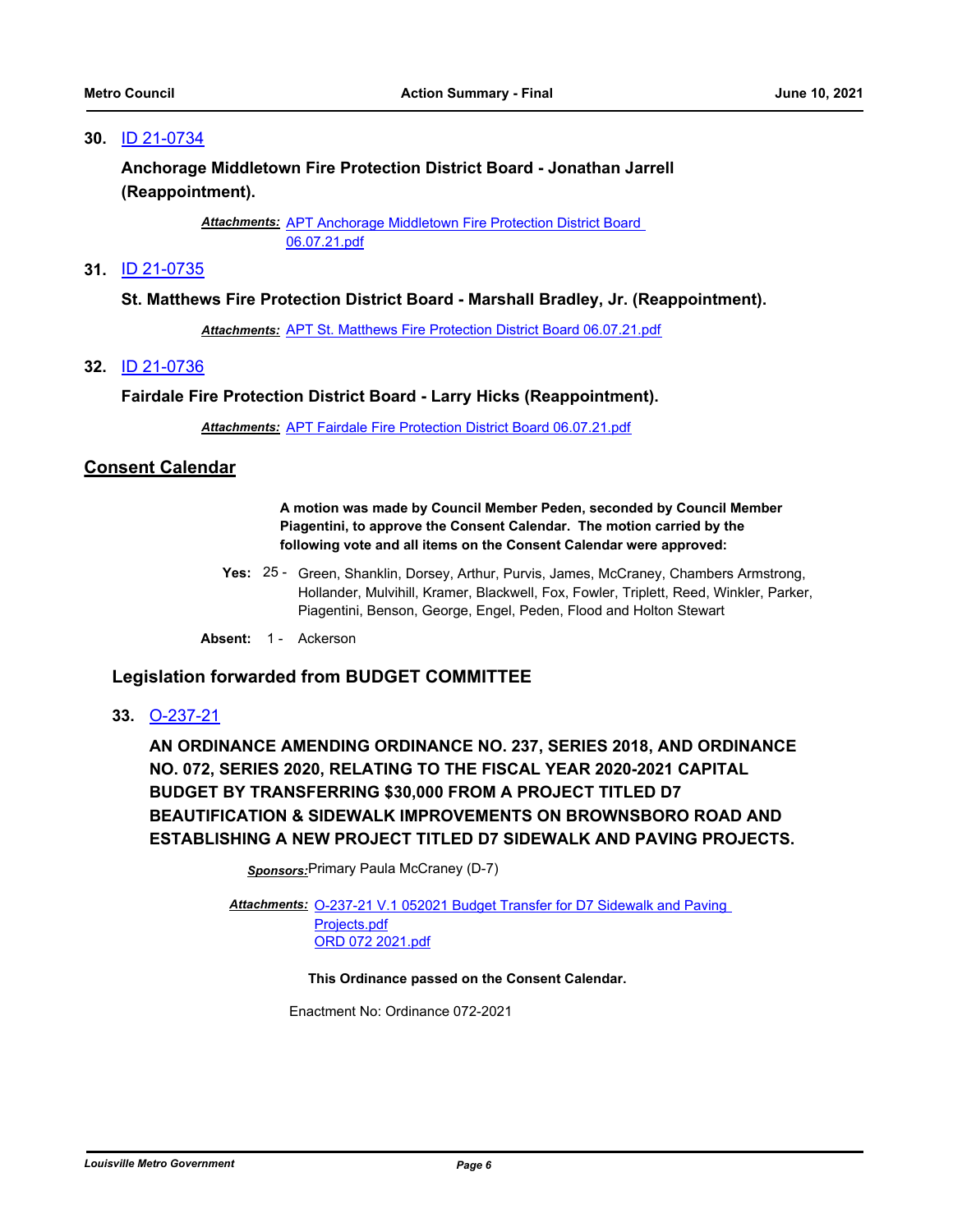**30.** ID 21-0734

**Anchorage Middletown Fire Protection District Board - Jonathan Jarrell (Reappointment).**

***Attachments:*** APT Anchorage Middletown Fire Protection District Board 06.07.21.pdf

**31.** ID 21-0735

**St. Matthews Fire Protection District Board - Marshall Bradley, Jr. (Reappointment).**

***Attachments:*** APT St. Matthews Fire Protection District Board 06.07.21.pdf

**32.** ID 21-0736

**Fairdale Fire Protection District Board - Larry Hicks (Reappointment).**

***Attachments:*** APT Fairdale Fire Protection District Board 06.07.21.pdf

## Consent Calendar

**A motion was made by Council Member Peden, seconded by Council Member Piagentini, to approve the Consent Calendar. The motion carried by the following vote and all items on the Consent Calendar were approved:**

**Yes:** 25 - Green, Shanklin, Dorsey, Arthur, Purvis, James, McCraney, Chambers Armstrong, Hollander, Mulvihill, Kramer, Blackwell, Fox, Fowler, Triplett, Reed, Winkler, Parker, Piagentini, Benson, George, Engel, Peden, Flood and Holton Stewart

**Absent:** 1 - Ackerson

### Legislation forwarded from BUDGET COMMITTEE

**33.** O-237-21

**AN ORDINANCE AMENDING ORDINANCE NO. 237, SERIES 2018, AND ORDINANCE NO. 072, SERIES 2020, RELATING TO THE FISCAL YEAR 2020-2021 CAPITAL BUDGET BY TRANSFERRING $30,000 FROM A PROJECT TITLED D7 BEAUTIFICATION & SIDEWALK IMPROVEMENTS ON BROWNSBORO ROAD AND ESTABLISHING A NEW PROJECT TITLED D7 SIDEWALK AND PAVING PROJECTS.**

***Sponsors:*** Primary Paula McCraney (D-7)

***Attachments:*** O-237-21 V.1 052021 Budget Transfer for D7 Sidewalk and Paving Projects.pdf
ORD 072 2021.pdf

**This Ordinance passed on the Consent Calendar.**

Enactment No: Ordinance 072-2021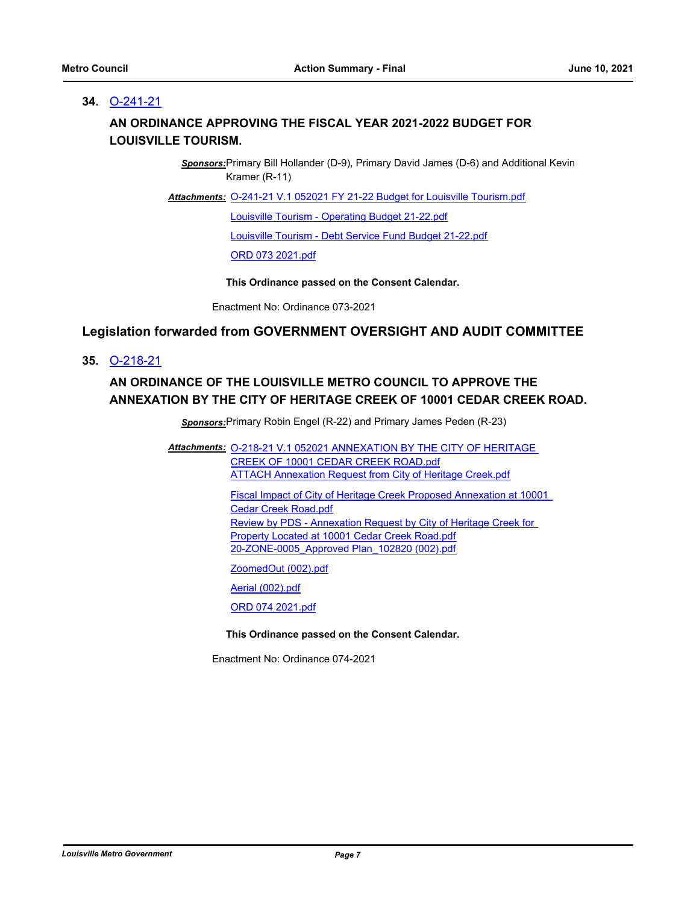**34.** O-241-21

### AN ORDINANCE APPROVING THE FISCAL YEAR 2021-2022 BUDGET FOR LOUISVILLE TOURISM.

***Sponsors:*** Primary Bill Hollander (D-9), Primary David James (D-6) and Additional Kevin Kramer (R-11)

***Attachments:*** O-241-21 V.1 052021 FY 21-22 Budget for Louisville Tourism.pdf
Louisville Tourism - Operating Budget 21-22.pdf
Louisville Tourism - Debt Service Fund Budget 21-22.pdf
ORD 073 2021.pdf

**This Ordinance passed on the Consent Calendar.**

Enactment No: Ordinance 073-2021

## Legislation forwarded from GOVERNMENT OVERSIGHT AND AUDIT COMMITTEE

**35.** O-218-21

### AN ORDINANCE OF THE LOUISVILLE METRO COUNCIL TO APPROVE THE ANNEXATION BY THE CITY OF HERITAGE CREEK OF 10001 CEDAR CREEK ROAD.

***Sponsors:*** Primary Robin Engel (R-22) and Primary James Peden (R-23)

***Attachments:*** O-218-21 V.1 052021 ANNEXATION BY THE CITY OF HERITAGE CREEK OF 10001 CEDAR CREEK ROAD.pdf
ATTACH Annexation Request from City of Heritage Creek.pdf
Fiscal Impact of City of Heritage Creek Proposed Annexation at 10001 Cedar Creek Road.pdf
Review by PDS - Annexation Request by City of Heritage Creek for Property Located at 10001 Cedar Creek Road.pdf
20-ZONE-0005_Approved Plan_102820 (002).pdf
ZoomedOut (002).pdf
Aerial (002).pdf
ORD 074 2021.pdf

**This Ordinance passed on the Consent Calendar.**

Enactment No: Ordinance 074-2021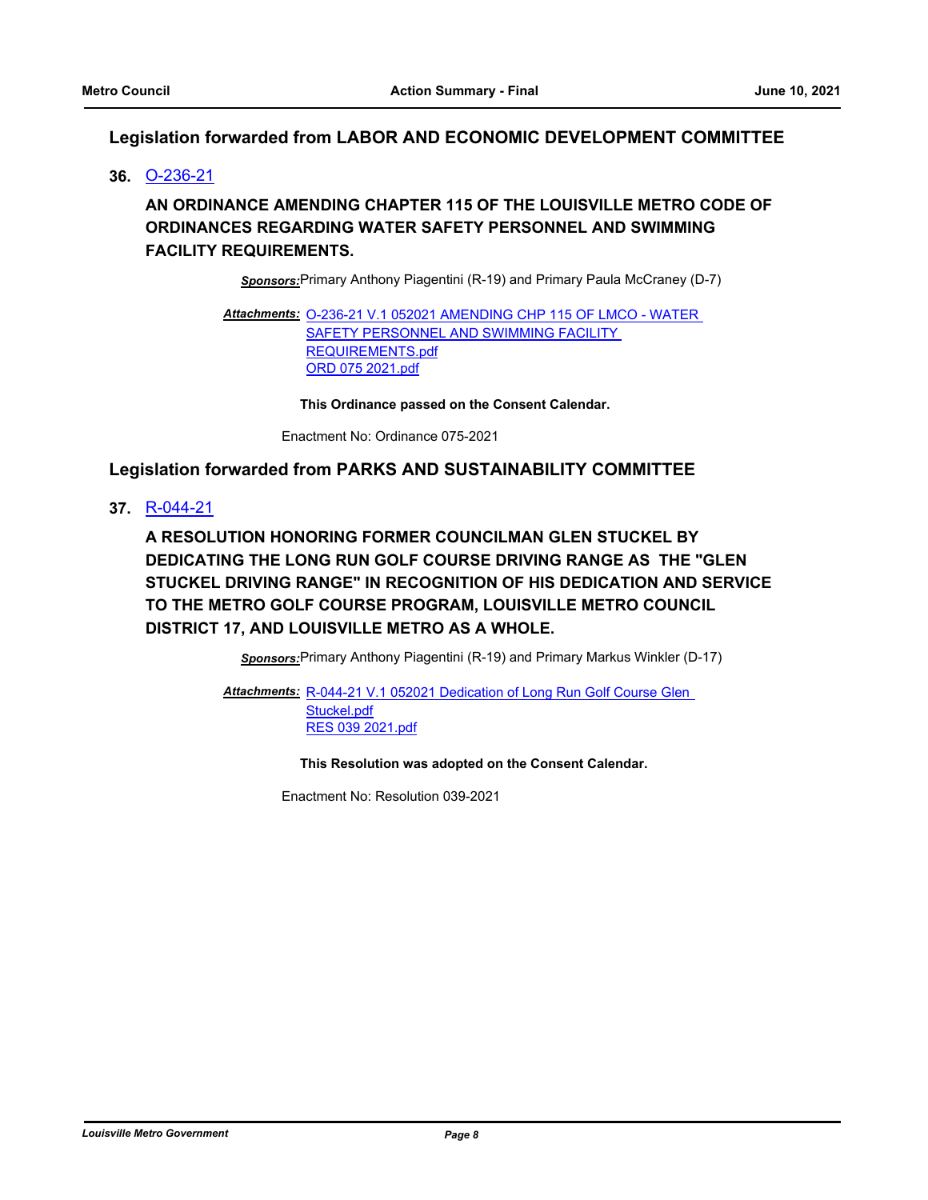## Legislation forwarded from LABOR AND ECONOMIC DEVELOPMENT COMMITTEE

**36.** O-236-21

**AN ORDINANCE AMENDING CHAPTER 115 OF THE LOUISVILLE METRO CODE OF ORDINANCES REGARDING WATER SAFETY PERSONNEL AND SWIMMING FACILITY REQUIREMENTS.**

***Sponsors:*** Primary Anthony Piagentini (R-19) and Primary Paula McCraney (D-7)

***Attachments:*** O-236-21 V.1 052021 AMENDING CHP 115 OF LMCO - WATER SAFETY PERSONNEL AND SWIMMING FACILITY REQUIREMENTS.pdf
ORD 075 2021.pdf

**This Ordinance passed on the Consent Calendar.**

Enactment No: Ordinance 075-2021

## Legislation forwarded from PARKS AND SUSTAINABILITY COMMITTEE

**37.** R-044-21

**A RESOLUTION HONORING FORMER COUNCILMAN GLEN STUCKEL BY DEDICATING THE LONG RUN GOLF COURSE DRIVING RANGE AS THE "GLEN STUCKEL DRIVING RANGE" IN RECOGNITION OF HIS DEDICATION AND SERVICE TO THE METRO GOLF COURSE PROGRAM, LOUISVILLE METRO COUNCIL DISTRICT 17, AND LOUISVILLE METRO AS A WHOLE.**

***Sponsors:*** Primary Anthony Piagentini (R-19) and Primary Markus Winkler (D-17)

***Attachments:*** R-044-21 V.1 052021 Dedication of Long Run Golf Course Glen Stuckel.pdf
RES 039 2021.pdf

**This Resolution was adopted on the Consent Calendar.**

Enactment No: Resolution 039-2021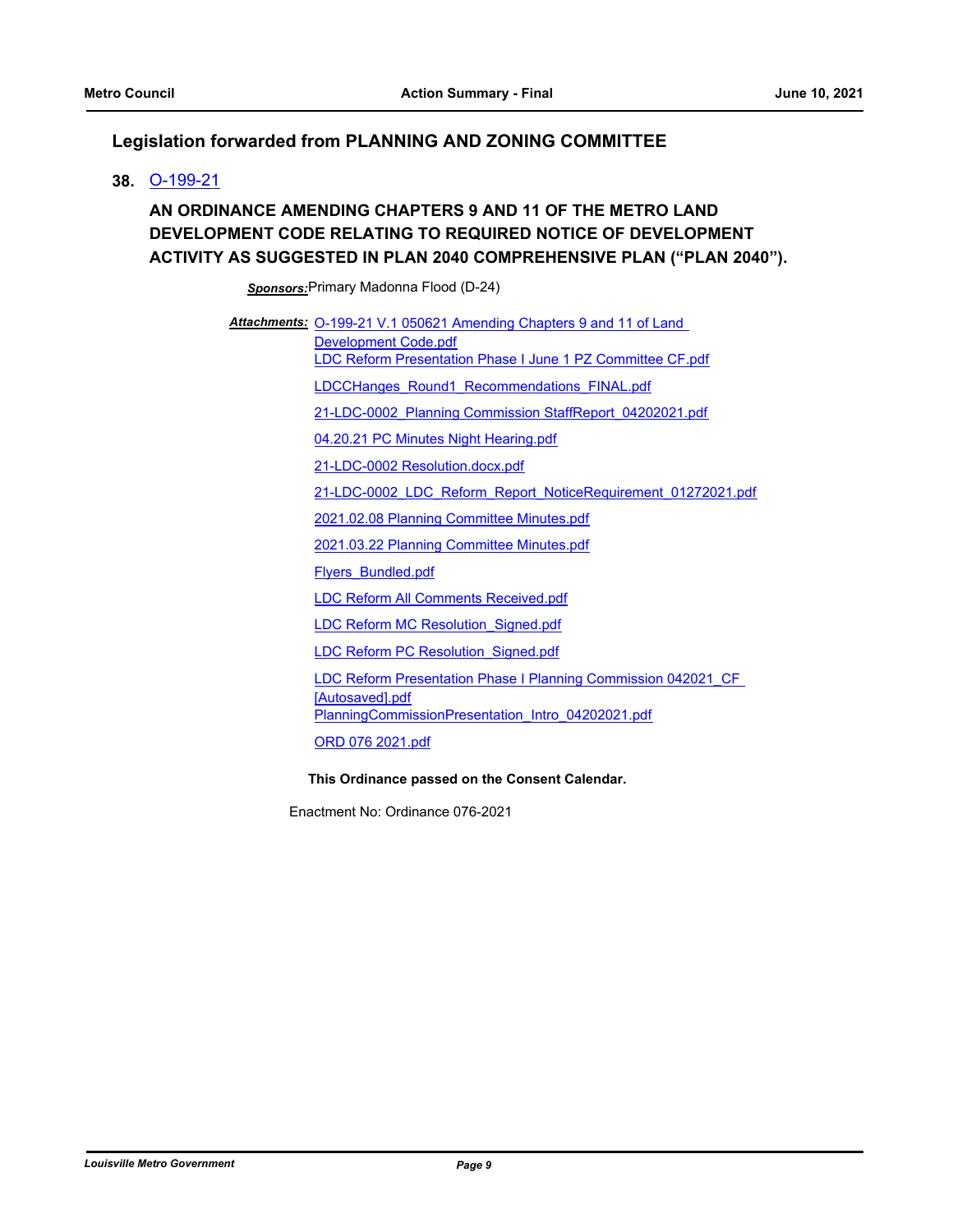## Legislation forwarded from PLANNING AND ZONING COMMITTEE

**38.** O-199-21

**AN ORDINANCE AMENDING CHAPTERS 9 AND 11 OF THE METRO LAND DEVELOPMENT CODE RELATING TO REQUIRED NOTICE OF DEVELOPMENT ACTIVITY AS SUGGESTED IN PLAN 2040 COMPREHENSIVE PLAN ("PLAN 2040").**

***Sponsors:*** Primary Madonna Flood (D-24)

***Attachments:*** O-199-21 V.1 050621 Amending Chapters 9 and 11 of Land Development Code.pdf
LDC Reform Presentation Phase I June 1 PZ Committee CF.pdf
LDCCHanges_Round1_Recommendations_FINAL.pdf
21-LDC-0002_Planning Commission StaffReport_04202021.pdf
04.20.21 PC Minutes Night Hearing.pdf
21-LDC-0002 Resolution.docx.pdf
21-LDC-0002_LDC_Reform_Report_NoticeRequirement_01272021.pdf
2021.02.08 Planning Committee Minutes.pdf
2021.03.22 Planning Committee Minutes.pdf
Flyers_Bundled.pdf
LDC Reform All Comments Received.pdf
LDC Reform MC Resolution_Signed.pdf
LDC Reform PC Resolution_Signed.pdf
LDC Reform Presentation Phase I Planning Commission 042021_CF [Autosaved].pdf
PlanningCommissionPresentation_Intro_04202021.pdf
ORD 076 2021.pdf

**This Ordinance passed on the Consent Calendar.**

Enactment No: Ordinance 076-2021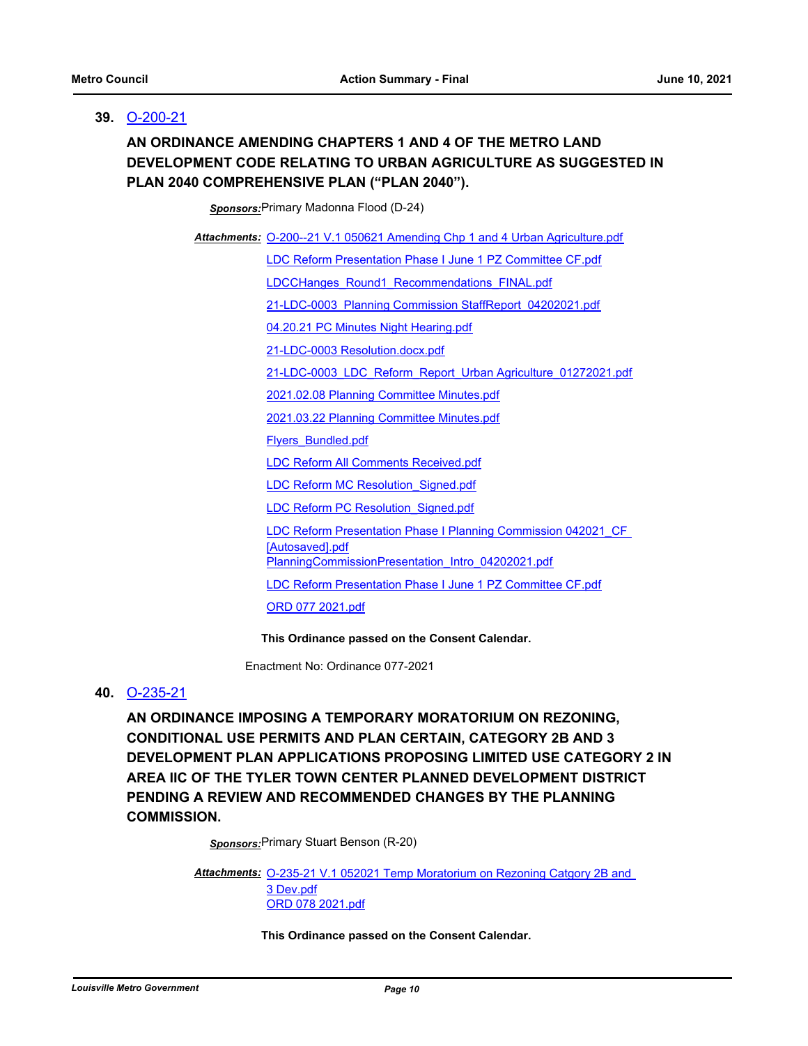**39.** O-200-21

**AN ORDINANCE AMENDING CHAPTERS 1 AND 4 OF THE METRO LAND DEVELOPMENT CODE RELATING TO URBAN AGRICULTURE AS SUGGESTED IN PLAN 2040 COMPREHENSIVE PLAN ("PLAN 2040").**

***Sponsors:*** Primary Madonna Flood (D-24)

***Attachments:*** O-200--21 V.1 050621 Amending Chp 1 and 4 Urban Agriculture.pdf
LDC Reform Presentation Phase I June 1 PZ Committee CF.pdf
LDCCHanges_Round1_Recommendations_FINAL.pdf
21-LDC-0003_Planning Commission StaffReport_04202021.pdf
04.20.21 PC Minutes Night Hearing.pdf
21-LDC-0003 Resolution.docx.pdf
21-LDC-0003_LDC_Reform_Report_Urban Agriculture_01272021.pdf
2021.02.08 Planning Committee Minutes.pdf
2021.03.22 Planning Committee Minutes.pdf
Flyers_Bundled.pdf
LDC Reform All Comments Received.pdf
LDC Reform MC Resolution_Signed.pdf
LDC Reform PC Resolution_Signed.pdf
LDC Reform Presentation Phase I Planning Commission 042021_CF [Autosaved].pdf
PlanningCommissionPresentation_Intro_04202021.pdf
LDC Reform Presentation Phase I June 1 PZ Committee CF.pdf
ORD 077 2021.pdf

**This Ordinance passed on the Consent Calendar.**

Enactment No: Ordinance 077-2021

**40.** O-235-21

**AN ORDINANCE IMPOSING A TEMPORARY MORATORIUM ON REZONING, CONDITIONAL USE PERMITS AND PLAN CERTAIN, CATEGORY 2B AND 3 DEVELOPMENT PLAN APPLICATIONS PROPOSING LIMITED USE CATEGORY 2 IN AREA IIC OF THE TYLER TOWN CENTER PLANNED DEVELOPMENT DISTRICT PENDING A REVIEW AND RECOMMENDED CHANGES BY THE PLANNING COMMISSION.**

***Sponsors:*** Primary Stuart Benson (R-20)

***Attachments:*** O-235-21 V.1 052021 Temp Moratorium on Rezoning Catgory 2B and 3 Dev.pdf
ORD 078 2021.pdf

**This Ordinance passed on the Consent Calendar.**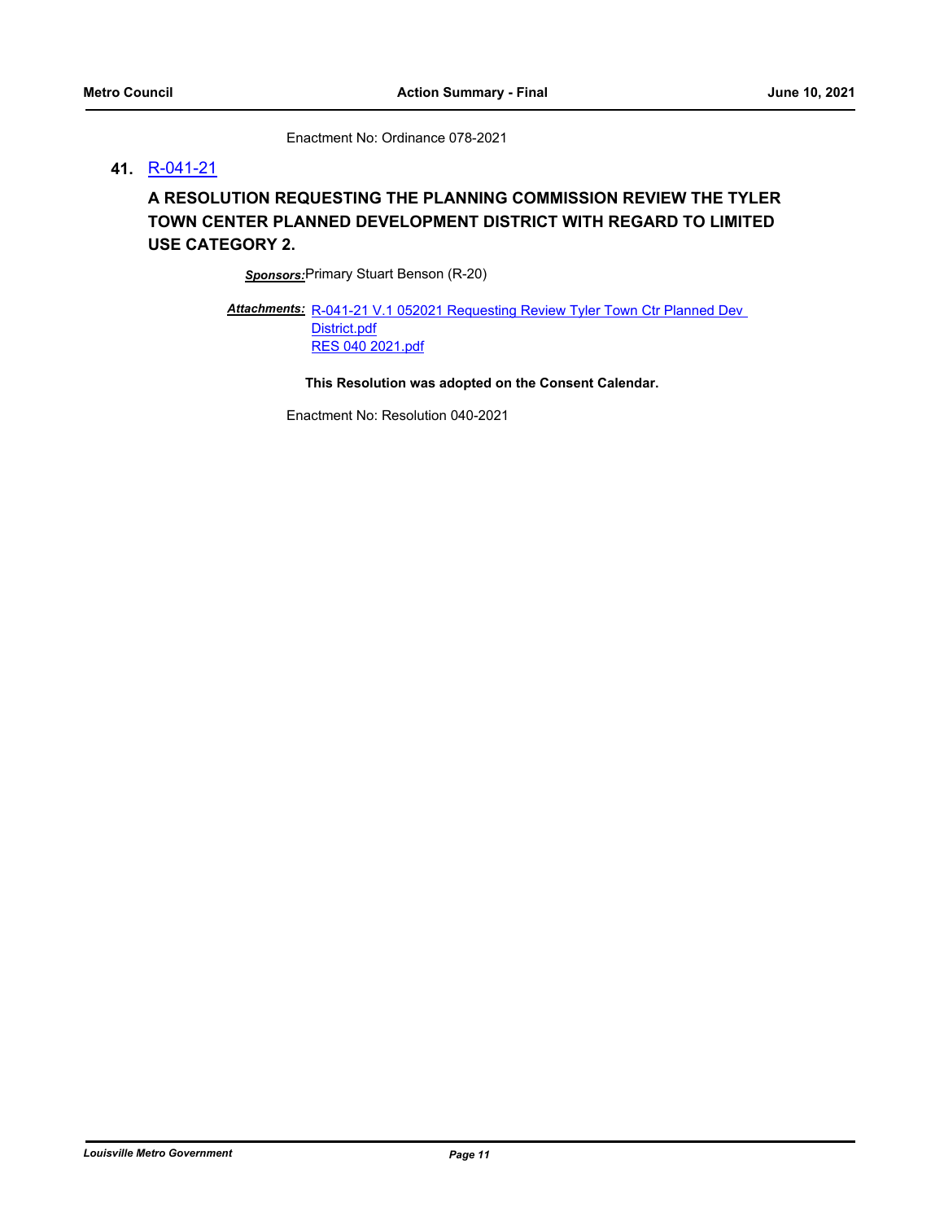Enactment No: Ordinance 078-2021

**41.** R-041-21

**A RESOLUTION REQUESTING THE PLANNING COMMISSION REVIEW THE TYLER TOWN CENTER PLANNED DEVELOPMENT DISTRICT WITH REGARD TO LIMITED USE CATEGORY 2.**

***Sponsors:*** Primary Stuart Benson (R-20)

***Attachments:*** R-041-21 V.1 052021 Requesting Review Tyler Town Ctr Planned Dev District.pdf
RES 040 2021.pdf

**This Resolution was adopted on the Consent Calendar.**

Enactment No: Resolution 040-2021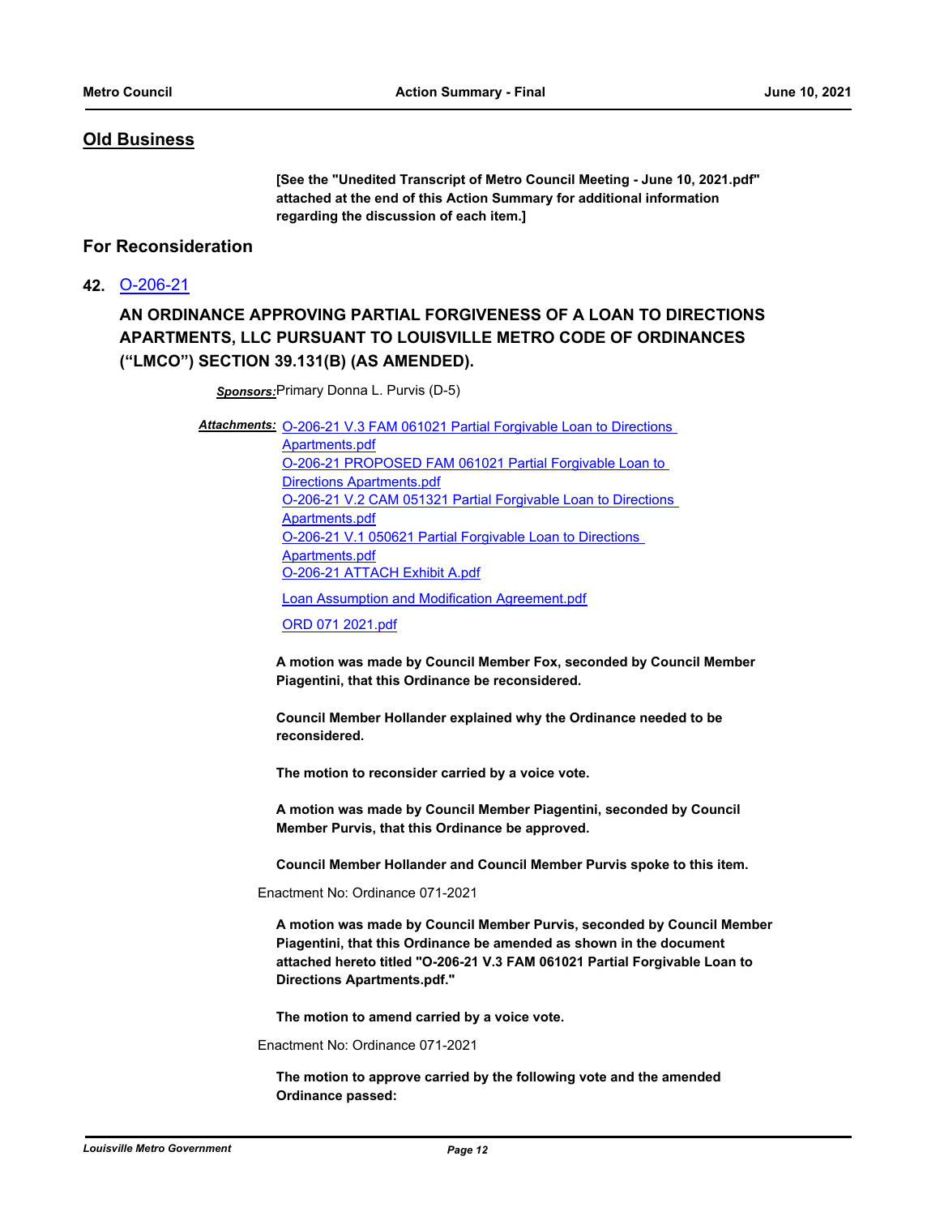## Old Business

**[See the "Unedited Transcript of Metro Council Meeting - June 10, 2021.pdf" attached at the end of this Action Summary for additional information regarding the discussion of each item.]**

## For Reconsideration

### 42. O-206-21

### AN ORDINANCE APPROVING PARTIAL FORGIVENESS OF A LOAN TO DIRECTIONS APARTMENTS, LLC PURSUANT TO LOUISVILLE METRO CODE OF ORDINANCES ("LMCO") SECTION 39.131(B) (AS AMENDED).

***Sponsors:*** Primary Donna L. Purvis (D-5)

***Attachments:*** O-206-21 V.3 FAM 061021 Partial Forgivable Loan to Directions Apartments.pdf
O-206-21 PROPOSED FAM 061021 Partial Forgivable Loan to Directions Apartments.pdf
O-206-21 V.2 CAM 051321 Partial Forgivable Loan to Directions Apartments.pdf
O-206-21 V.1 050621 Partial Forgivable Loan to Directions Apartments.pdf
O-206-21 ATTACH Exhibit A.pdf
Loan Assumption and Modification Agreement.pdf
ORD 071 2021.pdf

**A motion was made by Council Member Fox, seconded by Council Member Piagentini, that this Ordinance be reconsidered.**

**Council Member Hollander explained why the Ordinance needed to be reconsidered.**

**The motion to reconsider carried by a voice vote.**

**A motion was made by Council Member Piagentini, seconded by Council Member Purvis, that this Ordinance be approved.**

**Council Member Hollander and Council Member Purvis spoke to this item.**

Enactment No: Ordinance 071-2021

**A motion was made by Council Member Purvis, seconded by Council Member Piagentini, that this Ordinance be amended as shown in the document attached hereto titled "O-206-21 V.3 FAM 061021 Partial Forgivable Loan to Directions Apartments.pdf."**

**The motion to amend carried by a voice vote.**

Enactment No: Ordinance 071-2021

**The motion to approve carried by the following vote and the amended Ordinance passed:**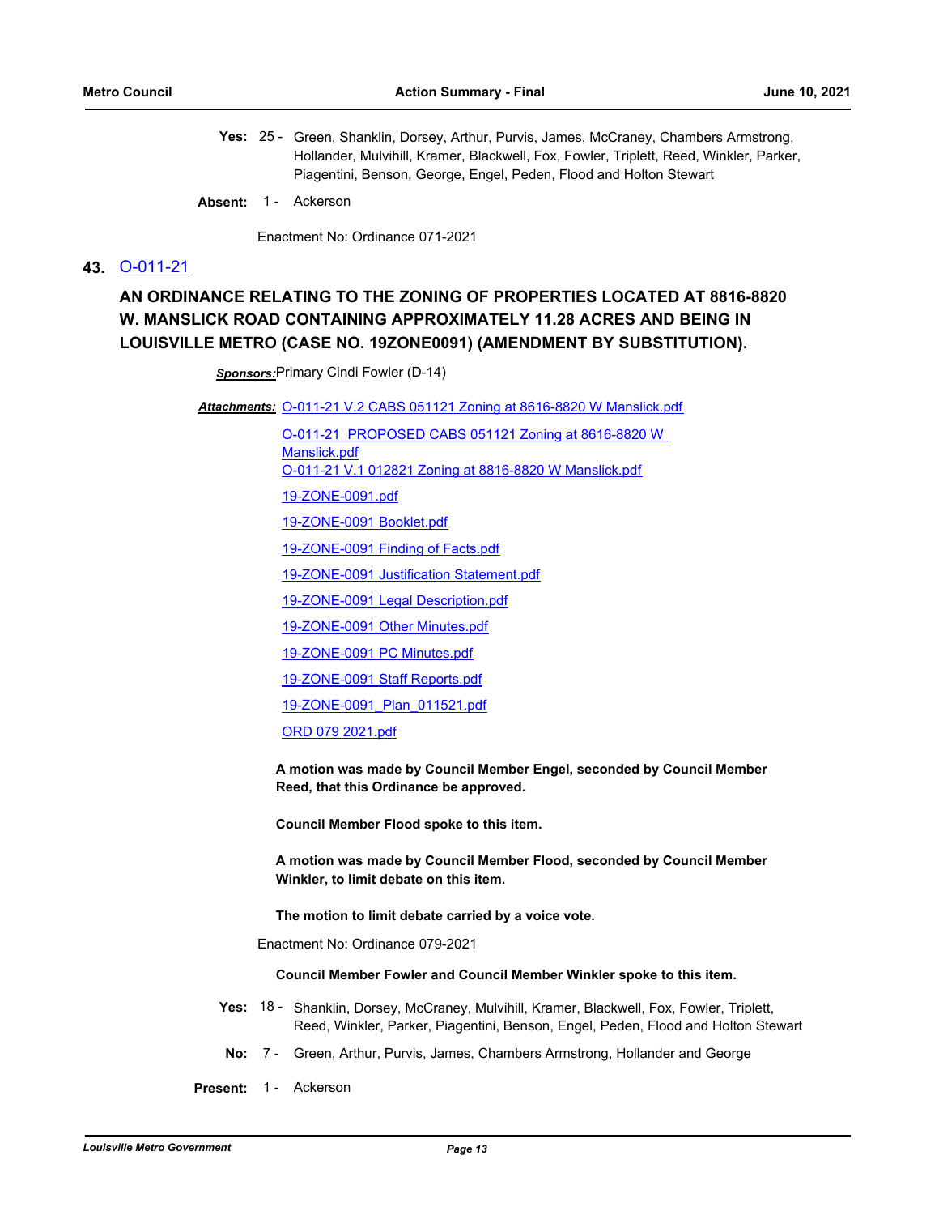**Yes:** 25 - Green, Shanklin, Dorsey, Arthur, Purvis, James, McCraney, Chambers Armstrong, Hollander, Mulvihill, Kramer, Blackwell, Fox, Fowler, Triplett, Reed, Winkler, Parker, Piagentini, Benson, George, Engel, Peden, Flood and Holton Stewart

**Absent:** 1 - Ackerson

Enactment No: Ordinance 071-2021

## 43. O-011-21

### AN ORDINANCE RELATING TO THE ZONING OF PROPERTIES LOCATED AT 8816-8820 W. MANSLICK ROAD CONTAINING APPROXIMATELY 11.28 ACRES AND BEING IN LOUISVILLE METRO (CASE NO. 19ZONE0091) (AMENDMENT BY SUBSTITUTION).

***Sponsors:*** Primary Cindi Fowler (D-14)

***Attachments:*** O-011-21 V.2 CABS 051121 Zoning at 8616-8820 W Manslick.pdf
O-011-21 PROPOSED CABS 051121 Zoning at 8616-8820 W Manslick.pdf
O-011-21 V.1 012821 Zoning at 8816-8820 W Manslick.pdf
19-ZONE-0091.pdf
19-ZONE-0091 Booklet.pdf
19-ZONE-0091 Finding of Facts.pdf
19-ZONE-0091 Justification Statement.pdf
19-ZONE-0091 Legal Description.pdf
19-ZONE-0091 Other Minutes.pdf
19-ZONE-0091 PC Minutes.pdf
19-ZONE-0091 Staff Reports.pdf
19-ZONE-0091_Plan_011521.pdf
ORD 079 2021.pdf

**A motion was made by Council Member Engel, seconded by Council Member Reed, that this Ordinance be approved.**

**Council Member Flood spoke to this item.**

**A motion was made by Council Member Flood, seconded by Council Member Winkler, to limit debate on this item.**

**The motion to limit debate carried by a voice vote.**

Enactment No: Ordinance 079-2021

**Council Member Fowler and Council Member Winkler spoke to this item.**

**Yes:** 18 - Shanklin, Dorsey, McCraney, Mulvihill, Kramer, Blackwell, Fox, Fowler, Triplett, Reed, Winkler, Parker, Piagentini, Benson, Engel, Peden, Flood and Holton Stewart

**No:** 7 - Green, Arthur, Purvis, James, Chambers Armstrong, Hollander and George

**Present:** 1 - Ackerson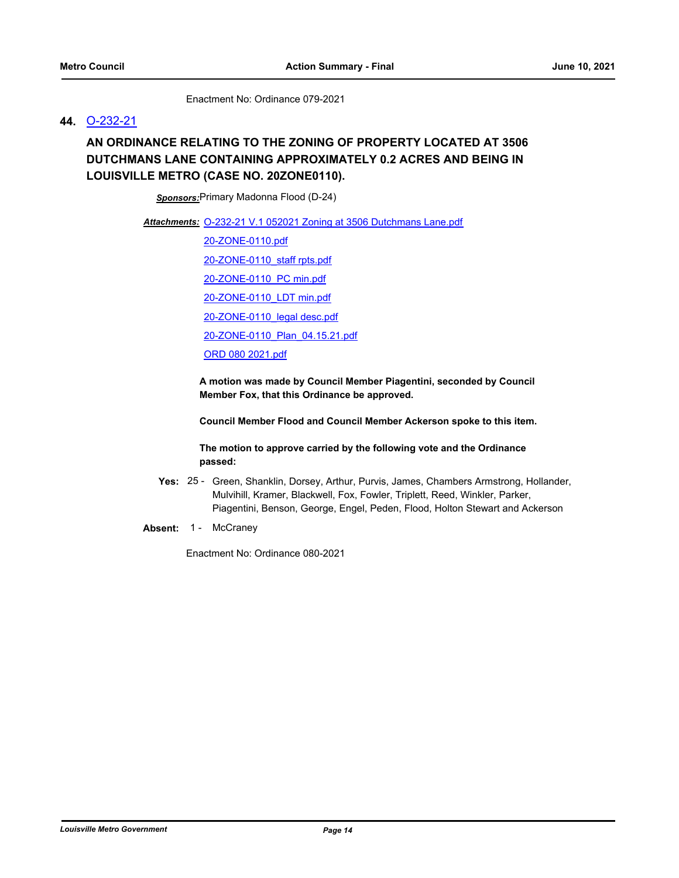Enactment No: Ordinance 079-2021

**44.** O-232-21

## AN ORDINANCE RELATING TO THE ZONING OF PROPERTY LOCATED AT 3506 DUTCHMANS LANE CONTAINING APPROXIMATELY 0.2 ACRES AND BEING IN LOUISVILLE METRO (CASE NO. 20ZONE0110).

***Sponsors:*** Primary Madonna Flood (D-24)

***Attachments:*** O-232-21 V.1 052021 Zoning at 3506 Dutchmans Lane.pdf

20-ZONE-0110.pdf

20-ZONE-0110_staff rpts.pdf

20-ZONE-0110_PC min.pdf

20-ZONE-0110_LDT min.pdf

20-ZONE-0110_legal desc.pdf

20-ZONE-0110_Plan_04.15.21.pdf

ORD 080 2021.pdf

**A motion was made by Council Member Piagentini, seconded by Council Member Fox, that this Ordinance be approved.**

**Council Member Flood and Council Member Ackerson spoke to this item.**

**The motion to approve carried by the following vote and the Ordinance passed:**

**Yes:** 25 - Green, Shanklin, Dorsey, Arthur, Purvis, James, Chambers Armstrong, Hollander, Mulvihill, Kramer, Blackwell, Fox, Fowler, Triplett, Reed, Winkler, Parker, Piagentini, Benson, George, Engel, Peden, Flood, Holton Stewart and Ackerson

**Absent:** 1 - McCraney

Enactment No: Ordinance 080-2021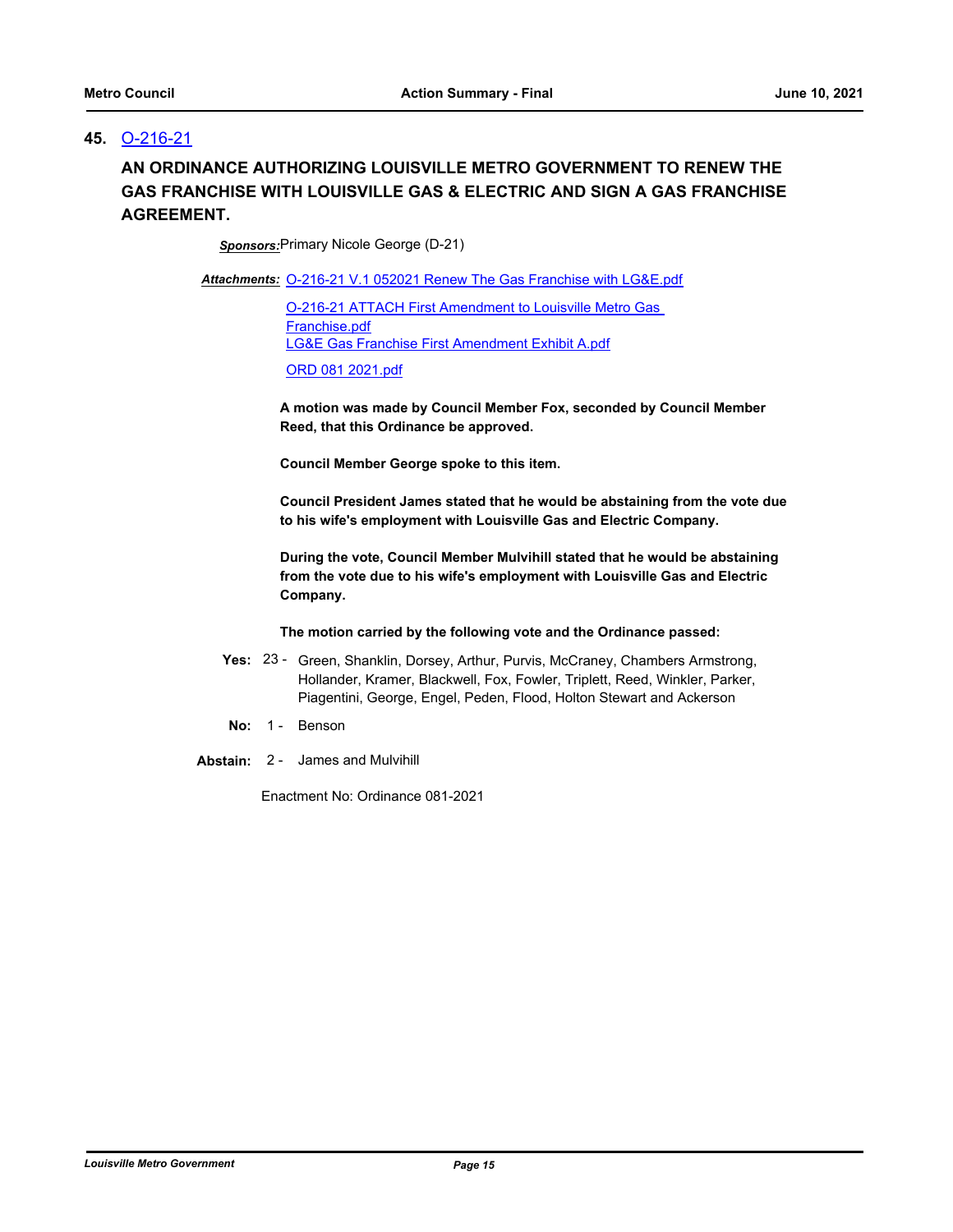## 45. O-216-21

### AN ORDINANCE AUTHORIZING LOUISVILLE METRO GOVERNMENT TO RENEW THE GAS FRANCHISE WITH LOUISVILLE GAS & ELECTRIC AND SIGN A GAS FRANCHISE AGREEMENT.

***Sponsors:*** Primary Nicole George (D-21)

***Attachments:*** O-216-21 V.1 052021 Renew The Gas Franchise with LG&E.pdf

O-216-21 ATTACH First Amendment to Louisville Metro Gas Franchise.pdf

LG&E Gas Franchise First Amendment Exhibit A.pdf

ORD 081 2021.pdf

**A motion was made by Council Member Fox, seconded by Council Member Reed, that this Ordinance be approved.**

**Council Member George spoke to this item.**

**Council President James stated that he would be abstaining from the vote due to his wife's employment with Louisville Gas and Electric Company.**

**During the vote, Council Member Mulvihill stated that he would be abstaining from the vote due to his wife's employment with Louisville Gas and Electric Company.**

**The motion carried by the following vote and the Ordinance passed:**

**Yes:** 23 - Green, Shanklin, Dorsey, Arthur, Purvis, McCraney, Chambers Armstrong, Hollander, Kramer, Blackwell, Fox, Fowler, Triplett, Reed, Winkler, Parker, Piagentini, George, Engel, Peden, Flood, Holton Stewart and Ackerson

**No:** 1 - Benson

**Abstain:** 2 - James and Mulvihill

Enactment No: Ordinance 081-2021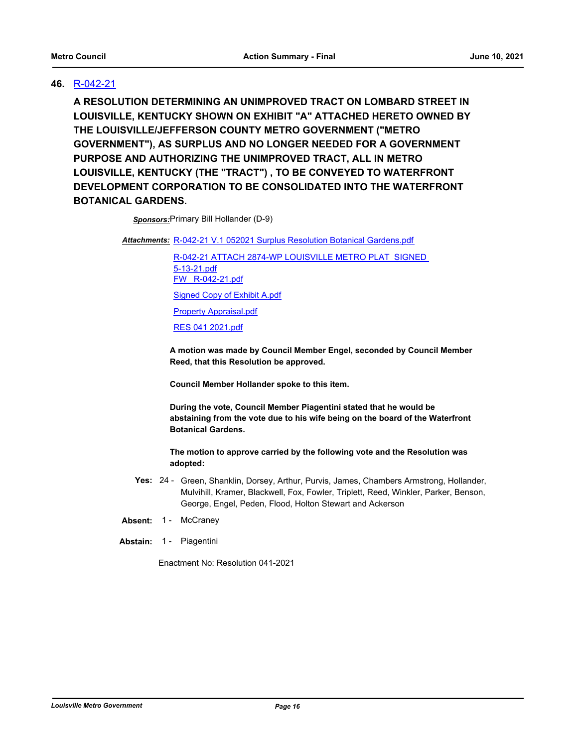**46.** R-042-21

**A RESOLUTION DETERMINING AN UNIMPROVED TRACT ON LOMBARD STREET IN LOUISVILLE, KENTUCKY SHOWN ON EXHIBIT "A" ATTACHED HERETO OWNED BY THE LOUISVILLE/JEFFERSON COUNTY METRO GOVERNMENT ("METRO GOVERNMENT"), AS SURPLUS AND NO LONGER NEEDED FOR A GOVERNMENT PURPOSE AND AUTHORIZING THE UNIMPROVED TRACT, ALL IN METRO LOUISVILLE, KENTUCKY (THE "TRACT") , TO BE CONVEYED TO WATERFRONT DEVELOPMENT CORPORATION TO BE CONSOLIDATED INTO THE WATERFRONT BOTANICAL GARDENS.**

***Sponsors:*** Primary Bill Hollander (D-9)

***Attachments:*** R-042-21 V.1 052021 Surplus Resolution Botanical Gardens.pdf

R-042-21 ATTACH 2874-WP LOUISVILLE METRO PLAT SIGNED 5-13-21.pdf

FW R-042-21.pdf

Signed Copy of Exhibit A.pdf

Property Appraisal.pdf

RES 041 2021.pdf

**A motion was made by Council Member Engel, seconded by Council Member Reed, that this Resolution be approved.**

**Council Member Hollander spoke to this item.**

**During the vote, Council Member Piagentini stated that he would be abstaining from the vote due to his wife being on the board of the Waterfront Botanical Gardens.**

**The motion to approve carried by the following vote and the Resolution was adopted:**

**Yes:** 24 - Green, Shanklin, Dorsey, Arthur, Purvis, James, Chambers Armstrong, Hollander, Mulvihill, Kramer, Blackwell, Fox, Fowler, Triplett, Reed, Winkler, Parker, Benson, George, Engel, Peden, Flood, Holton Stewart and Ackerson

**Absent:** 1 - McCraney

**Abstain:** 1 - Piagentini

Enactment No: Resolution 041-2021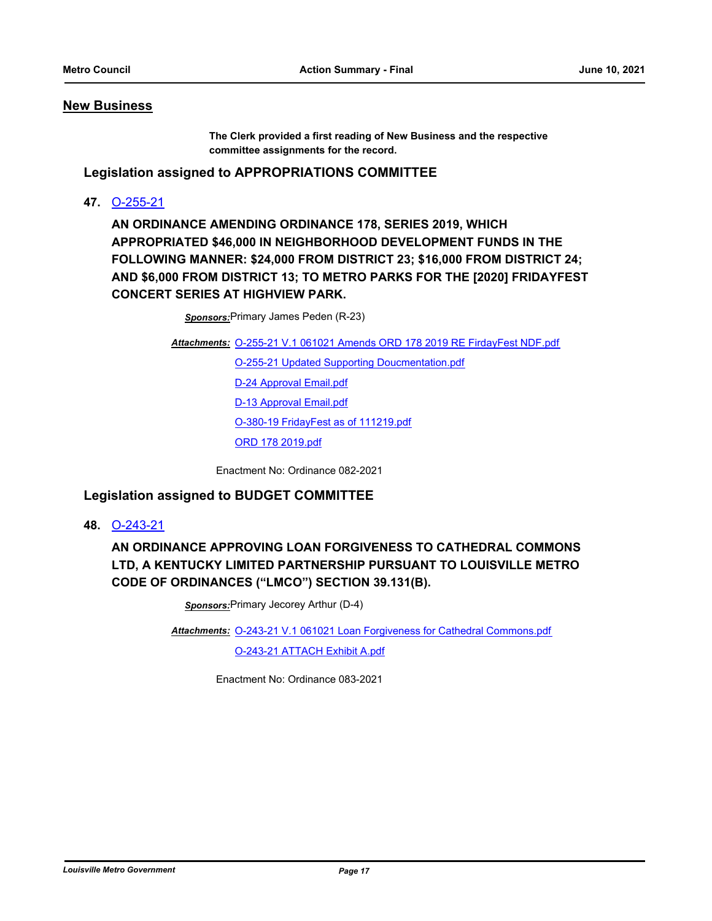## New Business

**The Clerk provided a first reading of New Business and the respective committee assignments for the record.**

### Legislation assigned to APPROPRIATIONS COMMITTEE

**47.** O-255-21

**AN ORDINANCE AMENDING ORDINANCE 178, SERIES 2019, WHICH APPROPRIATED $46,000 IN NEIGHBORHOOD DEVELOPMENT FUNDS IN THE FOLLOWING MANNER: $24,000 FROM DISTRICT 23; $16,000 FROM DISTRICT 24; AND $6,000 FROM DISTRICT 13; TO METRO PARKS FOR THE [2020] FRIDAYFEST CONCERT SERIES AT HIGHVIEW PARK.**

***Sponsors:*** Primary James Peden (R-23)

***Attachments:*** O-255-21 V.1 061021 Amends ORD 178 2019 RE FirdayFest NDF.pdf
O-255-21 Updated Supporting Doucmentation.pdf
D-24 Approval Email.pdf
D-13 Approval Email.pdf
O-380-19 FridayFest as of 111219.pdf
ORD 178 2019.pdf

Enactment No: Ordinance 082-2021

### Legislation assigned to BUDGET COMMITTEE

**48.** O-243-21

**AN ORDINANCE APPROVING LOAN FORGIVENESS TO CATHEDRAL COMMONS LTD, A KENTUCKY LIMITED PARTNERSHIP PURSUANT TO LOUISVILLE METRO CODE OF ORDINANCES ("LMCO") SECTION 39.131(B).**

***Sponsors:*** Primary Jecorey Arthur (D-4)

***Attachments:*** O-243-21 V.1 061021 Loan Forgiveness for Cathedral Commons.pdf
O-243-21 ATTACH Exhibit A.pdf

Enactment No: Ordinance 083-2021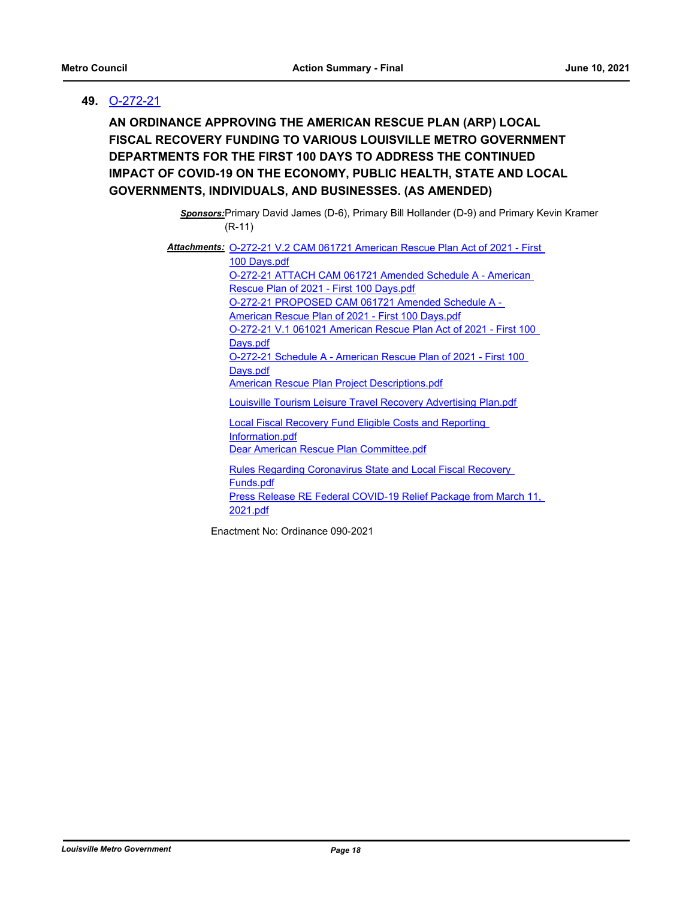**49.** O-272-21

**AN ORDINANCE APPROVING THE AMERICAN RESCUE PLAN (ARP) LOCAL FISCAL RECOVERY FUNDING TO VARIOUS LOUISVILLE METRO GOVERNMENT DEPARTMENTS FOR THE FIRST 100 DAYS TO ADDRESS THE CONTINUED IMPACT OF COVID-19 ON THE ECONOMY, PUBLIC HEALTH, STATE AND LOCAL GOVERNMENTS, INDIVIDUALS, AND BUSINESSES. (AS AMENDED)**

***Sponsors:*** Primary David James (D-6), Primary Bill Hollander (D-9) and Primary Kevin Kramer (R-11)

***Attachments:*** O-272-21 V.2 CAM 061721 American Rescue Plan Act of 2021 - First 100 Days.pdf
O-272-21 ATTACH CAM 061721 Amended Schedule A - American Rescue Plan of 2021 - First 100 Days.pdf
O-272-21 PROPOSED CAM 061721 Amended Schedule A - American Rescue Plan of 2021 - First 100 Days.pdf
O-272-21 V.1 061021 American Rescue Plan Act of 2021 - First 100 Days.pdf
O-272-21 Schedule A - American Rescue Plan of 2021 - First 100 Days.pdf
American Rescue Plan Project Descriptions.pdf
Louisville Tourism Leisure Travel Recovery Advertising Plan.pdf
Local Fiscal Recovery Fund Eligible Costs and Reporting Information.pdf
Dear American Rescue Plan Committee.pdf
Rules Regarding Coronavirus State and Local Fiscal Recovery Funds.pdf
Press Release RE Federal COVID-19 Relief Package from March 11, 2021.pdf

Enactment No: Ordinance 090-2021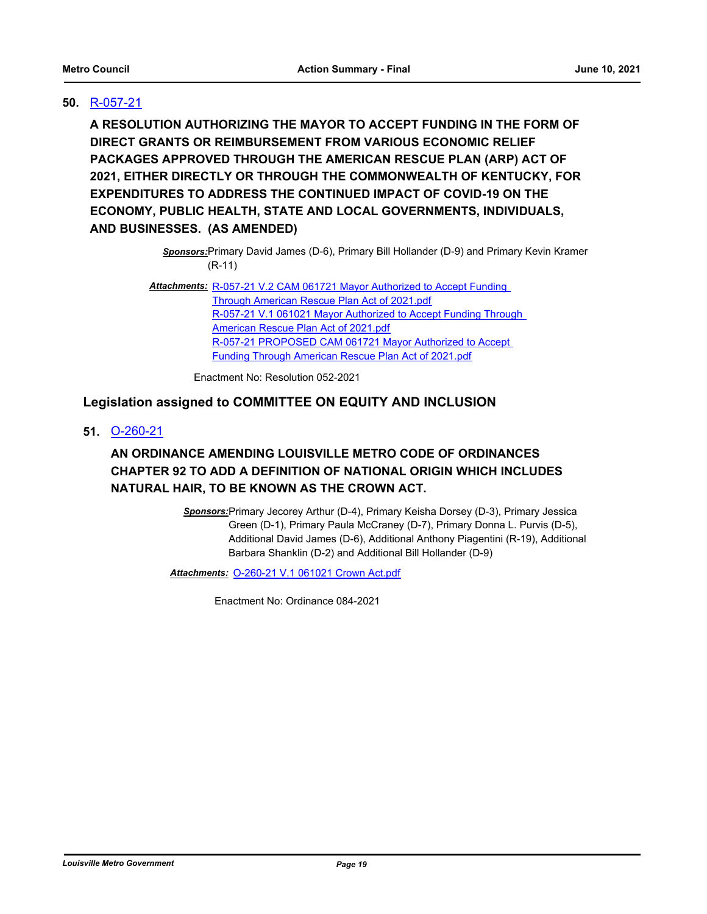**50.** [R-057-21](R-057-21)

**A RESOLUTION AUTHORIZING THE MAYOR TO ACCEPT FUNDING IN THE FORM OF DIRECT GRANTS OR REIMBURSEMENT FROM VARIOUS ECONOMIC RELIEF PACKAGES APPROVED THROUGH THE AMERICAN RESCUE PLAN (ARP) ACT OF 2021, EITHER DIRECTLY OR THROUGH THE COMMONWEALTH OF KENTUCKY, FOR EXPENDITURES TO ADDRESS THE CONTINUED IMPACT OF COVID-19 ON THE ECONOMY, PUBLIC HEALTH, STATE AND LOCAL GOVERNMENTS, INDIVIDUALS, AND BUSINESSES. (AS AMENDED)**

***Sponsors:*** Primary David James (D-6), Primary Bill Hollander (D-9) and Primary Kevin Kramer (R-11)

***Attachments:*** R-057-21 V.2 CAM 061721 Mayor Authorized to Accept Funding Through American Rescue Plan Act of 2021.pdf
R-057-21 V.1 061021 Mayor Authorized to Accept Funding Through American Rescue Plan Act of 2021.pdf
R-057-21 PROPOSED CAM 061721 Mayor Authorized to Accept Funding Through American Rescue Plan Act of 2021.pdf

Enactment No: Resolution 052-2021

## Legislation assigned to COMMITTEE ON EQUITY AND INCLUSION

**51.** [O-260-21](O-260-21)

**AN ORDINANCE AMENDING LOUISVILLE METRO CODE OF ORDINANCES CHAPTER 92 TO ADD A DEFINITION OF NATIONAL ORIGIN WHICH INCLUDES NATURAL HAIR, TO BE KNOWN AS THE CROWN ACT.**

***Sponsors:*** Primary Jecorey Arthur (D-4), Primary Keisha Dorsey (D-3), Primary Jessica Green (D-1), Primary Paula McCraney (D-7), Primary Donna L. Purvis (D-5), Additional David James (D-6), Additional Anthony Piagentini (R-19), Additional Barbara Shanklin (D-2) and Additional Bill Hollander (D-9)

***Attachments:*** O-260-21 V.1 061021 Crown Act.pdf

Enactment No: Ordinance 084-2021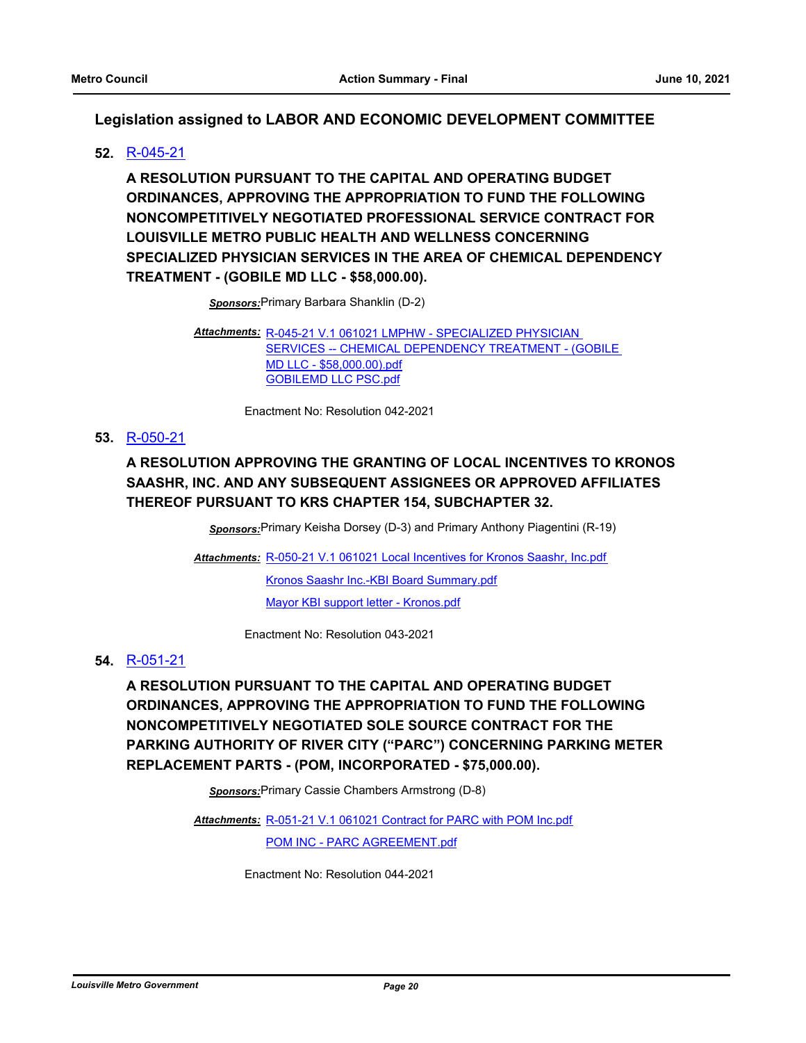## Legislation assigned to LABOR AND ECONOMIC DEVELOPMENT COMMITTEE

**52.** R-045-21

**A RESOLUTION PURSUANT TO THE CAPITAL AND OPERATING BUDGET ORDINANCES, APPROVING THE APPROPRIATION TO FUND THE FOLLOWING NONCOMPETITIVELY NEGOTIATED PROFESSIONAL SERVICE CONTRACT FOR LOUISVILLE METRO PUBLIC HEALTH AND WELLNESS CONCERNING SPECIALIZED PHYSICIAN SERVICES IN THE AREA OF CHEMICAL DEPENDENCY TREATMENT - (GOBILE MD LLC - $58,000.00).**

***Sponsors:*** Primary Barbara Shanklin (D-2)

***Attachments:*** R-045-21 V.1 061021 LMPHW - SPECIALIZED PHYSICIAN SERVICES -- CHEMICAL DEPENDENCY TREATMENT - (GOBILE MD LLC - $58,000.00).pdf
GOBILEMD LLC PSC.pdf

Enactment No: Resolution 042-2021

**53.** R-050-21

**A RESOLUTION APPROVING THE GRANTING OF LOCAL INCENTIVES TO KRONOS SAASHR, INC. AND ANY SUBSEQUENT ASSIGNEES OR APPROVED AFFILIATES THEREOF PURSUANT TO KRS CHAPTER 154, SUBCHAPTER 32.**

***Sponsors:*** Primary Keisha Dorsey (D-3) and Primary Anthony Piagentini (R-19)

***Attachments:*** R-050-21 V.1 061021 Local Incentives for Kronos Saashr, Inc.pdf
Kronos Saashr Inc.-KBI Board Summary.pdf
Mayor KBI support letter - Kronos.pdf

Enactment No: Resolution 043-2021

**54.** R-051-21

**A RESOLUTION PURSUANT TO THE CAPITAL AND OPERATING BUDGET ORDINANCES, APPROVING THE APPROPRIATION TO FUND THE FOLLOWING NONCOMPETITIVELY NEGOTIATED SOLE SOURCE CONTRACT FOR THE PARKING AUTHORITY OF RIVER CITY ("PARC") CONCERNING PARKING METER REPLACEMENT PARTS - (POM, INCORPORATED - $75,000.00).**

***Sponsors:*** Primary Cassie Chambers Armstrong (D-8)

***Attachments:*** R-051-21 V.1 061021 Contract for PARC with POM Inc.pdf
POM INC - PARC AGREEMENT.pdf

Enactment No: Resolution 044-2021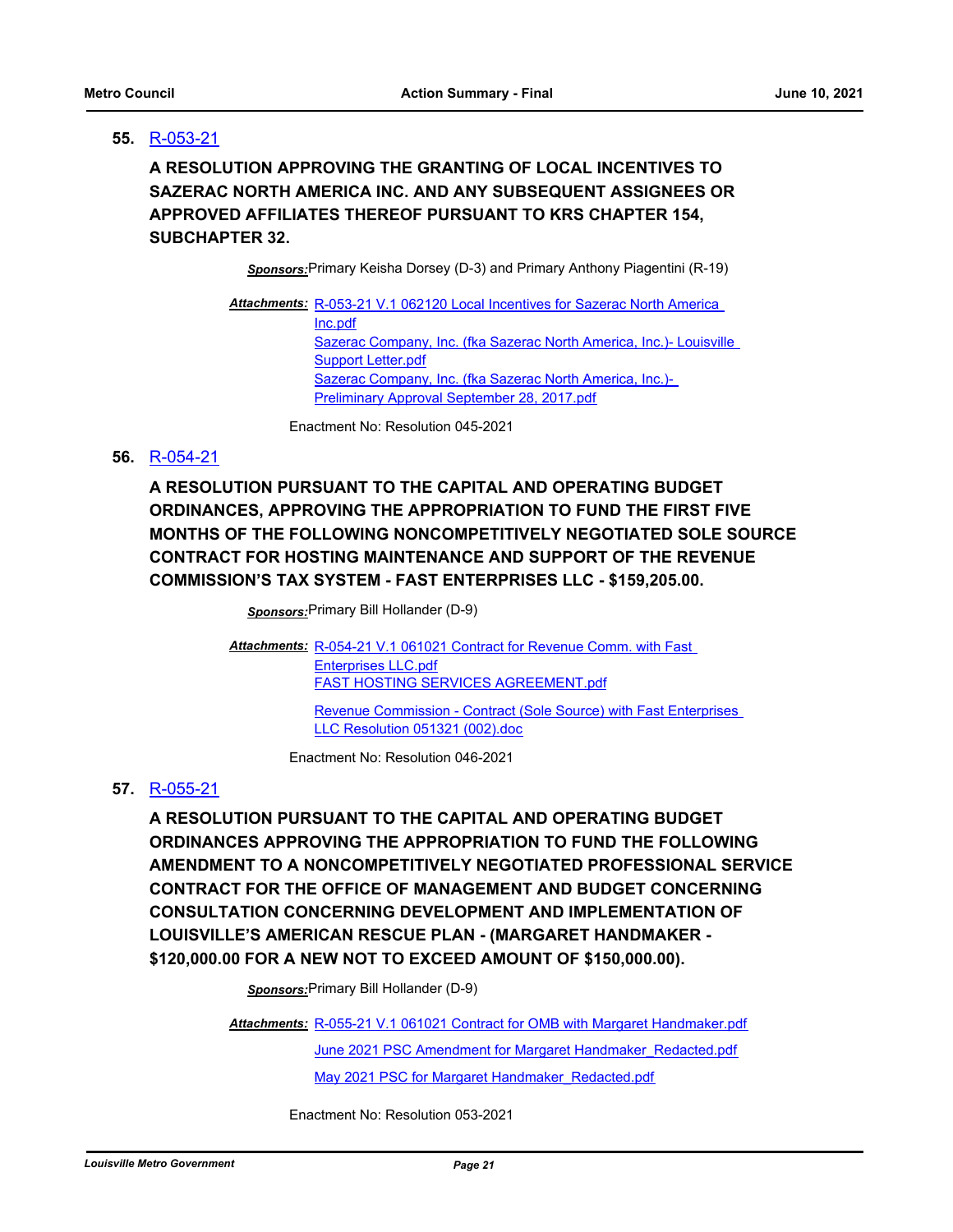**55.** R-053-21

**A RESOLUTION APPROVING THE GRANTING OF LOCAL INCENTIVES TO SAZERAC NORTH AMERICA INC. AND ANY SUBSEQUENT ASSIGNEES OR APPROVED AFFILIATES THEREOF PURSUANT TO KRS CHAPTER 154, SUBCHAPTER 32.**

***Sponsors:*** Primary Keisha Dorsey (D-3) and Primary Anthony Piagentini (R-19)

***Attachments:*** R-053-21 V.1 062120 Local Incentives for Sazerac North America Inc.pdf
Sazerac Company, Inc. (fka Sazerac North America, Inc.)- Louisville Support Letter.pdf
Sazerac Company, Inc. (fka Sazerac North America, Inc.)- Preliminary Approval September 28, 2017.pdf

Enactment No: Resolution 045-2021

**56.** R-054-21

**A RESOLUTION PURSUANT TO THE CAPITAL AND OPERATING BUDGET ORDINANCES, APPROVING THE APPROPRIATION TO FUND THE FIRST FIVE MONTHS OF THE FOLLOWING NONCOMPETITIVELY NEGOTIATED SOLE SOURCE CONTRACT FOR HOSTING MAINTENANCE AND SUPPORT OF THE REVENUE COMMISSION'S TAX SYSTEM - FAST ENTERPRISES LLC - $159,205.00.**

***Sponsors:*** Primary Bill Hollander (D-9)

***Attachments:*** R-054-21 V.1 061021 Contract for Revenue Comm. with Fast Enterprises LLC.pdf
FAST HOSTING SERVICES AGREEMENT.pdf
Revenue Commission - Contract (Sole Source) with Fast Enterprises LLC Resolution 051321 (002).doc

Enactment No: Resolution 046-2021

**57.** R-055-21

**A RESOLUTION PURSUANT TO THE CAPITAL AND OPERATING BUDGET ORDINANCES APPROVING THE APPROPRIATION TO FUND THE FOLLOWING AMENDMENT TO A NONCOMPETITIVELY NEGOTIATED PROFESSIONAL SERVICE CONTRACT FOR THE OFFICE OF MANAGEMENT AND BUDGET CONCERNING CONSULTATION CONCERNING DEVELOPMENT AND IMPLEMENTATION OF LOUISVILLE'S AMERICAN RESCUE PLAN - (MARGARET HANDMAKER - $120,000.00 FOR A NEW NOT TO EXCEED AMOUNT OF $150,000.00).**

***Sponsors:*** Primary Bill Hollander (D-9)

***Attachments:*** R-055-21 V.1 061021 Contract for OMB with Margaret Handmaker.pdf
June 2021 PSC Amendment for Margaret Handmaker_Redacted.pdf
May 2021 PSC for Margaret Handmaker_Redacted.pdf

Enactment No: Resolution 053-2021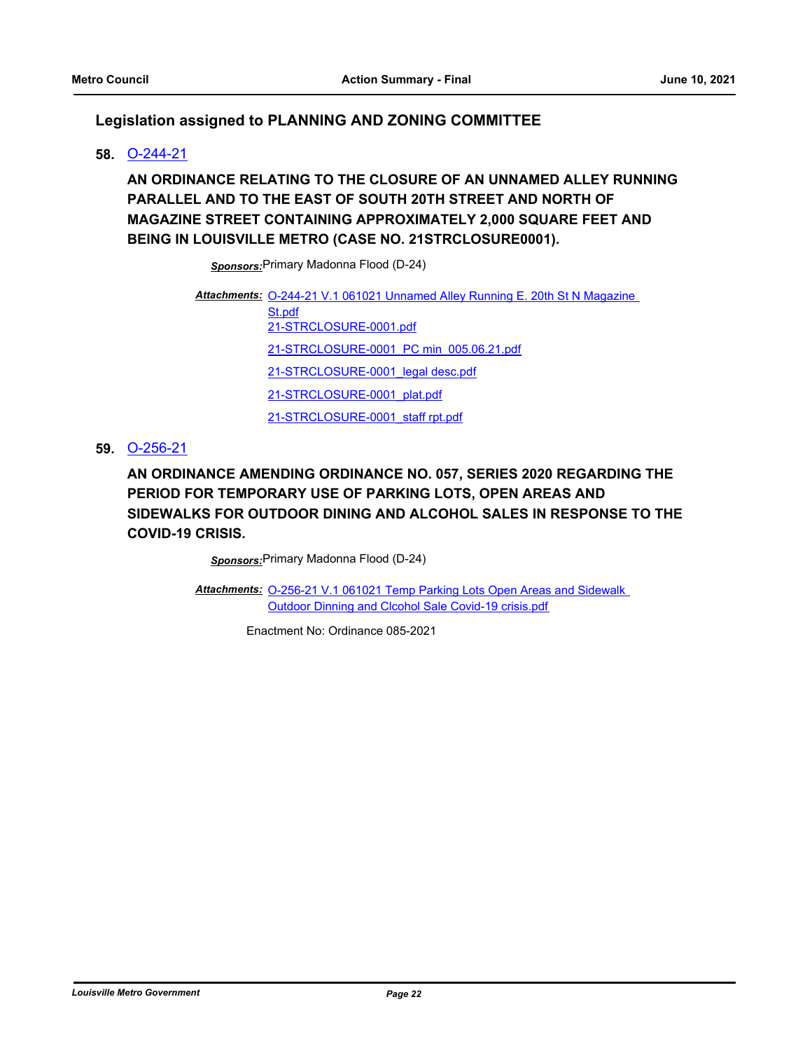## Legislation assigned to PLANNING AND ZONING COMMITTEE

**58.** O-244-21

**AN ORDINANCE RELATING TO THE CLOSURE OF AN UNNAMED ALLEY RUNNING PARALLEL AND TO THE EAST OF SOUTH 20TH STREET AND NORTH OF MAGAZINE STREET CONTAINING APPROXIMATELY 2,000 SQUARE FEET AND BEING IN LOUISVILLE METRO (CASE NO. 21STRCLOSURE0001).**

***Sponsors:*** Primary Madonna Flood (D-24)

***Attachments:*** O-244-21 V.1 061021 Unnamed Alley Running E. 20th St N Magazine St.pdf
21-STRCLOSURE-0001.pdf
21-STRCLOSURE-0001_PC min_005.06.21.pdf
21-STRCLOSURE-0001_legal desc.pdf
21-STRCLOSURE-0001_plat.pdf
21-STRCLOSURE-0001_staff rpt.pdf

**59.** O-256-21

**AN ORDINANCE AMENDING ORDINANCE NO. 057, SERIES 2020 REGARDING THE PERIOD FOR TEMPORARY USE OF PARKING LOTS, OPEN AREAS AND SIDEWALKS FOR OUTDOOR DINING AND ALCOHOL SALES IN RESPONSE TO THE COVID-19 CRISIS.**

***Sponsors:*** Primary Madonna Flood (D-24)

***Attachments:*** O-256-21 V.1 061021 Temp Parking Lots Open Areas and Sidewalk Outdoor Dinning and Clcohol Sale Covid-19 crisis.pdf

Enactment No: Ordinance 085-2021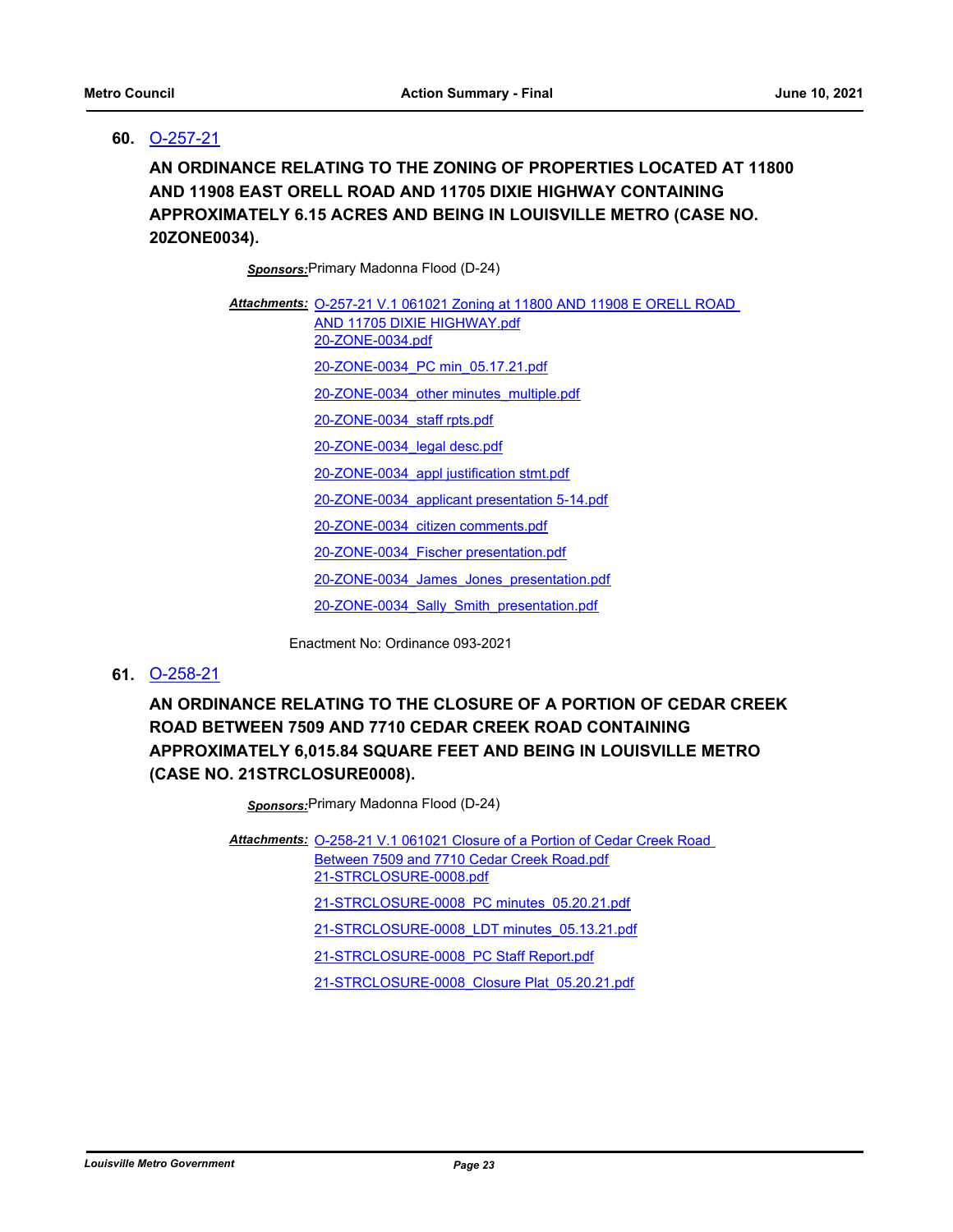**60.** O-257-21

**AN ORDINANCE RELATING TO THE ZONING OF PROPERTIES LOCATED AT 11800 AND 11908 EAST ORELL ROAD AND 11705 DIXIE HIGHWAY CONTAINING APPROXIMATELY 6.15 ACRES AND BEING IN LOUISVILLE METRO (CASE NO. 20ZONE0034).**

***Sponsors:*** Primary Madonna Flood (D-24)

***Attachments:*** O-257-21 V.1 061021 Zoning at 11800 AND 11908 E ORELL ROAD AND 11705 DIXIE HIGHWAY.pdf
20-ZONE-0034.pdf
20-ZONE-0034_PC min_05.17.21.pdf
20-ZONE-0034_other minutes_multiple.pdf
20-ZONE-0034_staff rpts.pdf
20-ZONE-0034_legal desc.pdf
20-ZONE-0034_appl justification stmt.pdf
20-ZONE-0034_applicant presentation 5-14.pdf
20-ZONE-0034_citizen comments.pdf
20-ZONE-0034_Fischer presentation.pdf
20-ZONE-0034_James_Jones_presentation.pdf
20-ZONE-0034_Sally_Smith_presentation.pdf

Enactment No: Ordinance 093-2021

**61.** O-258-21

**AN ORDINANCE RELATING TO THE CLOSURE OF A PORTION OF CEDAR CREEK ROAD BETWEEN 7509 AND 7710 CEDAR CREEK ROAD CONTAINING APPROXIMATELY 6,015.84 SQUARE FEET AND BEING IN LOUISVILLE METRO (CASE NO. 21STRCLOSURE0008).**

***Sponsors:*** Primary Madonna Flood (D-24)

***Attachments:*** O-258-21 V.1 061021 Closure of a Portion of Cedar Creek Road Between 7509 and 7710 Cedar Creek Road.pdf
21-STRCLOSURE-0008.pdf
21-STRCLOSURE-0008_PC minutes_05.20.21.pdf
21-STRCLOSURE-0008_LDT minutes_05.13.21.pdf
21-STRCLOSURE-0008_PC Staff Report.pdf
21-STRCLOSURE-0008_Closure Plat_05.20.21.pdf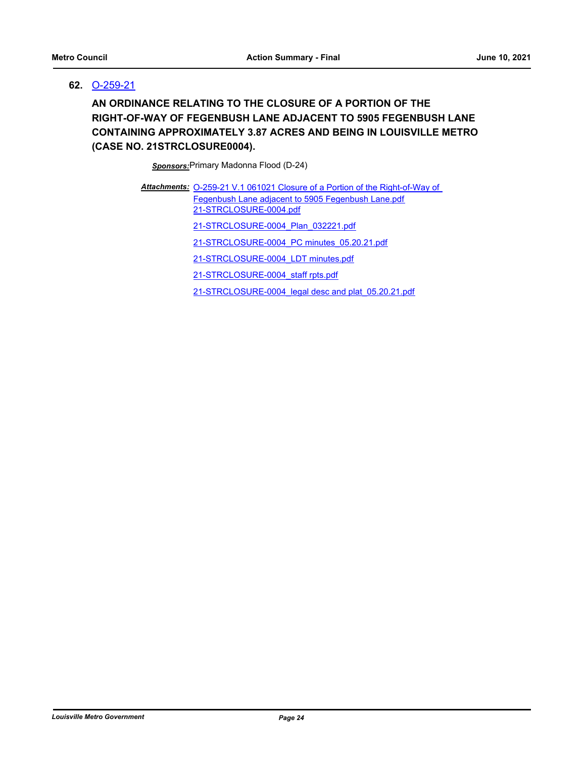**62.** O-259-21

**AN ORDINANCE RELATING TO THE CLOSURE OF A PORTION OF THE RIGHT-OF-WAY OF FEGENBUSH LANE ADJACENT TO 5905 FEGENBUSH LANE CONTAINING APPROXIMATELY 3.87 ACRES AND BEING IN LOUISVILLE METRO (CASE NO. 21STRCLOSURE0004).**

***Sponsors:*** Primary Madonna Flood (D-24)

***Attachments:*** O-259-21 V.1 061021 Closure of a Portion of the Right-of-Way of Fegenbush Lane adjacent to 5905 Fegenbush Lane.pdf
21-STRCLOSURE-0004.pdf
21-STRCLOSURE-0004_Plan_032221.pdf
21-STRCLOSURE-0004_PC minutes_05.20.21.pdf
21-STRCLOSURE-0004_LDT minutes.pdf
21-STRCLOSURE-0004_staff rpts.pdf
21-STRCLOSURE-0004_legal desc and plat_05.20.21.pdf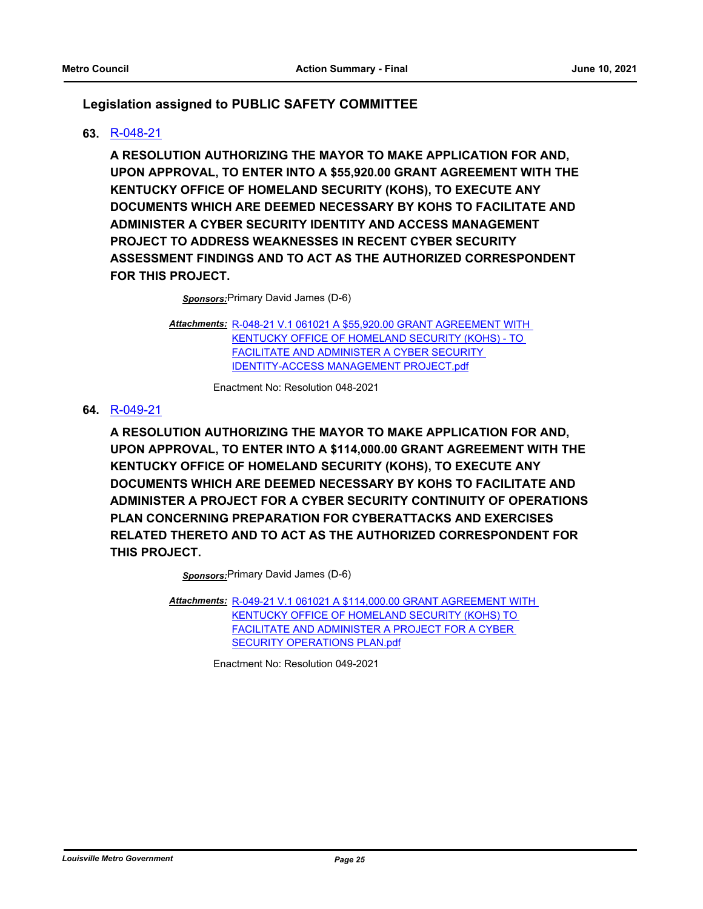## Legislation assigned to PUBLIC SAFETY COMMITTEE

**63.** R-048-21

**A RESOLUTION AUTHORIZING THE MAYOR TO MAKE APPLICATION FOR AND, UPON APPROVAL, TO ENTER INTO A $55,920.00 GRANT AGREEMENT WITH THE KENTUCKY OFFICE OF HOMELAND SECURITY (KOHS), TO EXECUTE ANY DOCUMENTS WHICH ARE DEEMED NECESSARY BY KOHS TO FACILITATE AND ADMINISTER A CYBER SECURITY IDENTITY AND ACCESS MANAGEMENT PROJECT TO ADDRESS WEAKNESSES IN RECENT CYBER SECURITY ASSESSMENT FINDINGS AND TO ACT AS THE AUTHORIZED CORRESPONDENT FOR THIS PROJECT.**

***Sponsors:*** Primary David James (D-6)

***Attachments:*** R-048-21 V.1 061021 A $55,920.00 GRANT AGREEMENT WITH KENTUCKY OFFICE OF HOMELAND SECURITY (KOHS) - TO FACILITATE AND ADMINISTER A CYBER SECURITY IDENTITY-ACCESS MANAGEMENT PROJECT.pdf

Enactment No: Resolution 048-2021

**64.** R-049-21

**A RESOLUTION AUTHORIZING THE MAYOR TO MAKE APPLICATION FOR AND, UPON APPROVAL, TO ENTER INTO A $114,000.00 GRANT AGREEMENT WITH THE KENTUCKY OFFICE OF HOMELAND SECURITY (KOHS), TO EXECUTE ANY DOCUMENTS WHICH ARE DEEMED NECESSARY BY KOHS TO FACILITATE AND ADMINISTER A PROJECT FOR A CYBER SECURITY CONTINUITY OF OPERATIONS PLAN CONCERNING PREPARATION FOR CYBERATTACKS AND EXERCISES RELATED THERETO AND TO ACT AS THE AUTHORIZED CORRESPONDENT FOR THIS PROJECT.**

***Sponsors:*** Primary David James (D-6)

***Attachments:*** R-049-21 V.1 061021 A $114,000.00 GRANT AGREEMENT WITH KENTUCKY OFFICE OF HOMELAND SECURITY (KOHS) TO FACILITATE AND ADMINISTER A PROJECT FOR A CYBER SECURITY OPERATIONS PLAN.pdf

Enactment No: Resolution 049-2021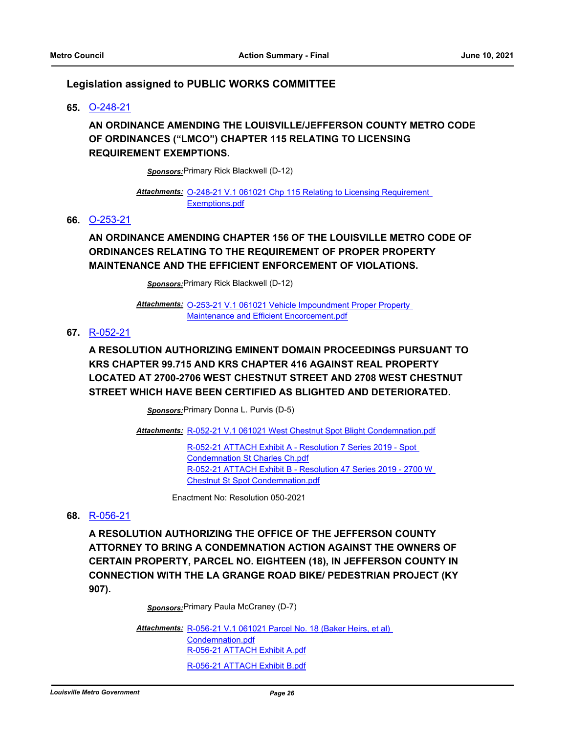## Legislation assigned to PUBLIC WORKS COMMITTEE

**65.** O-248-21

**AN ORDINANCE AMENDING THE LOUISVILLE/JEFFERSON COUNTY METRO CODE OF ORDINANCES ("LMCO") CHAPTER 115 RELATING TO LICENSING REQUIREMENT EXEMPTIONS.**

***Sponsors:*** Primary Rick Blackwell (D-12)

***Attachments:*** O-248-21 V.1 061021 Chp 115 Relating to Licensing Requirement Exemptions.pdf

**66.** O-253-21

**AN ORDINANCE AMENDING CHAPTER 156 OF THE LOUISVILLE METRO CODE OF ORDINANCES RELATING TO THE REQUIREMENT OF PROPER PROPERTY MAINTENANCE AND THE EFFICIENT ENFORCEMENT OF VIOLATIONS.**

***Sponsors:*** Primary Rick Blackwell (D-12)

***Attachments:*** O-253-21 V.1 061021 Vehicle Impoundment Proper Property Maintenance and Efficient Encorcement.pdf

**67.** R-052-21

**A RESOLUTION AUTHORIZING EMINENT DOMAIN PROCEEDINGS PURSUANT TO KRS CHAPTER 99.715 AND KRS CHAPTER 416 AGAINST REAL PROPERTY LOCATED AT 2700-2706 WEST CHESTNUT STREET AND 2708 WEST CHESTNUT STREET WHICH HAVE BEEN CERTIFIED AS BLIGHTED AND DETERIORATED.**

***Sponsors:*** Primary Donna L. Purvis (D-5)

***Attachments:*** R-052-21 V.1 061021 West Chestnut Spot Blight Condemnation.pdf
R-052-21 ATTACH Exhibit A - Resolution 7 Series 2019 - Spot Condemnation St Charles Ch.pdf
R-052-21 ATTACH Exhibit B - Resolution 47 Series 2019 - 2700 W Chestnut St Spot Condemnation.pdf

Enactment No: Resolution 050-2021

**68.** R-056-21

**A RESOLUTION AUTHORIZING THE OFFICE OF THE JEFFERSON COUNTY ATTORNEY TO BRING A CONDEMNATION ACTION AGAINST THE OWNERS OF CERTAIN PROPERTY, PARCEL NO. EIGHTEEN (18), IN JEFFERSON COUNTY IN CONNECTION WITH THE LA GRANGE ROAD BIKE/ PEDESTRIAN PROJECT (KY 907).**

***Sponsors:*** Primary Paula McCraney (D-7)

***Attachments:*** R-056-21 V.1 061021 Parcel No. 18 (Baker Heirs, et al) Condemnation.pdf
R-056-21 ATTACH Exhibit A.pdf
R-056-21 ATTACH Exhibit B.pdf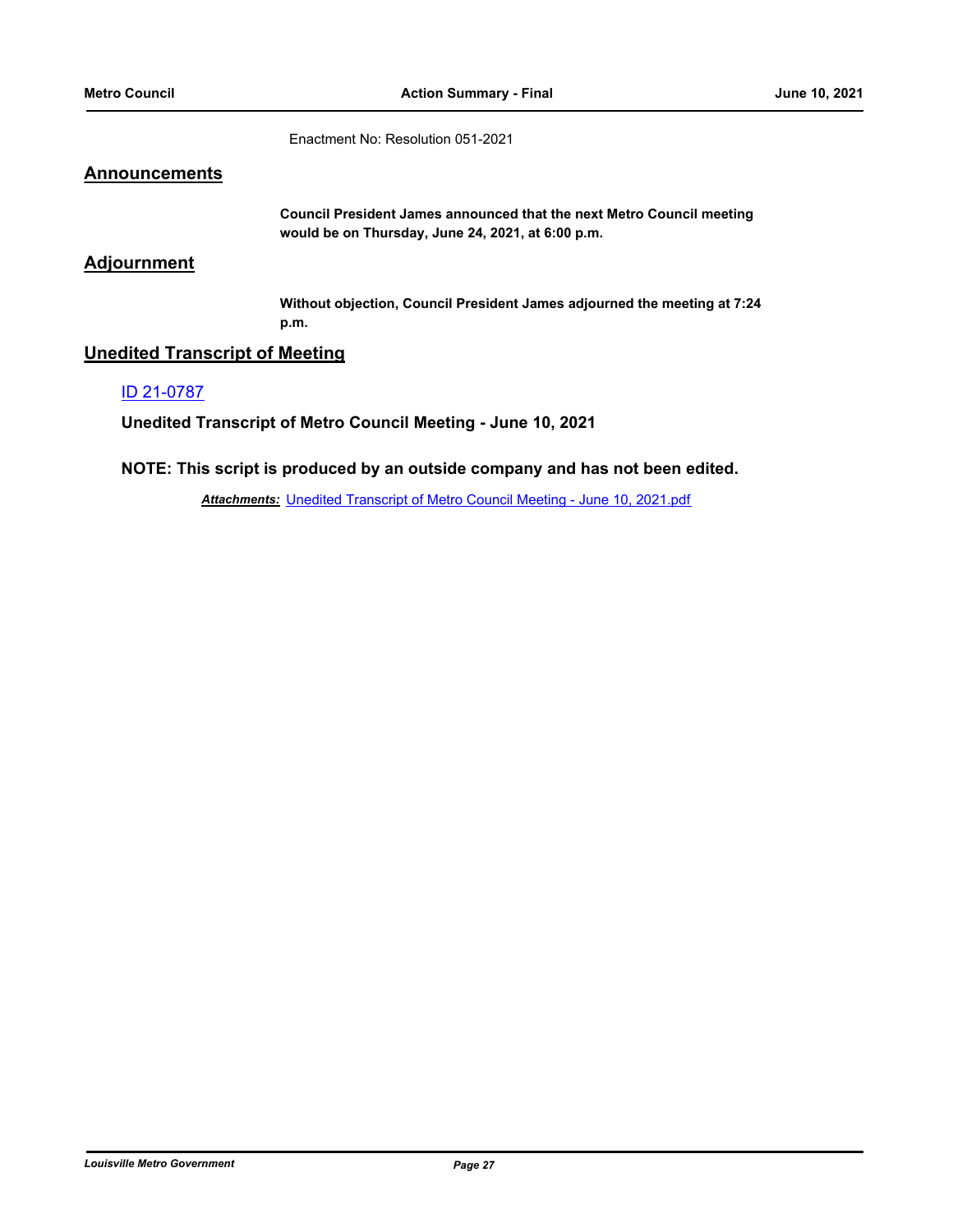Enactment No: Resolution 051-2021

## Announcements

**Council President James announced that the next Metro Council meeting would be on Thursday, June 24, 2021, at 6:00 p.m.**

## Adjournment

**Without objection, Council President James adjourned the meeting at 7:24 p.m.**

## Unedited Transcript of Meeting

ID 21-0787

**Unedited Transcript of Metro Council Meeting - June 10, 2021**

**NOTE: This script is produced by an outside company and has not been edited.**

***Attachments:*** Unedited Transcript of Metro Council Meeting - June 10, 2021.pdf